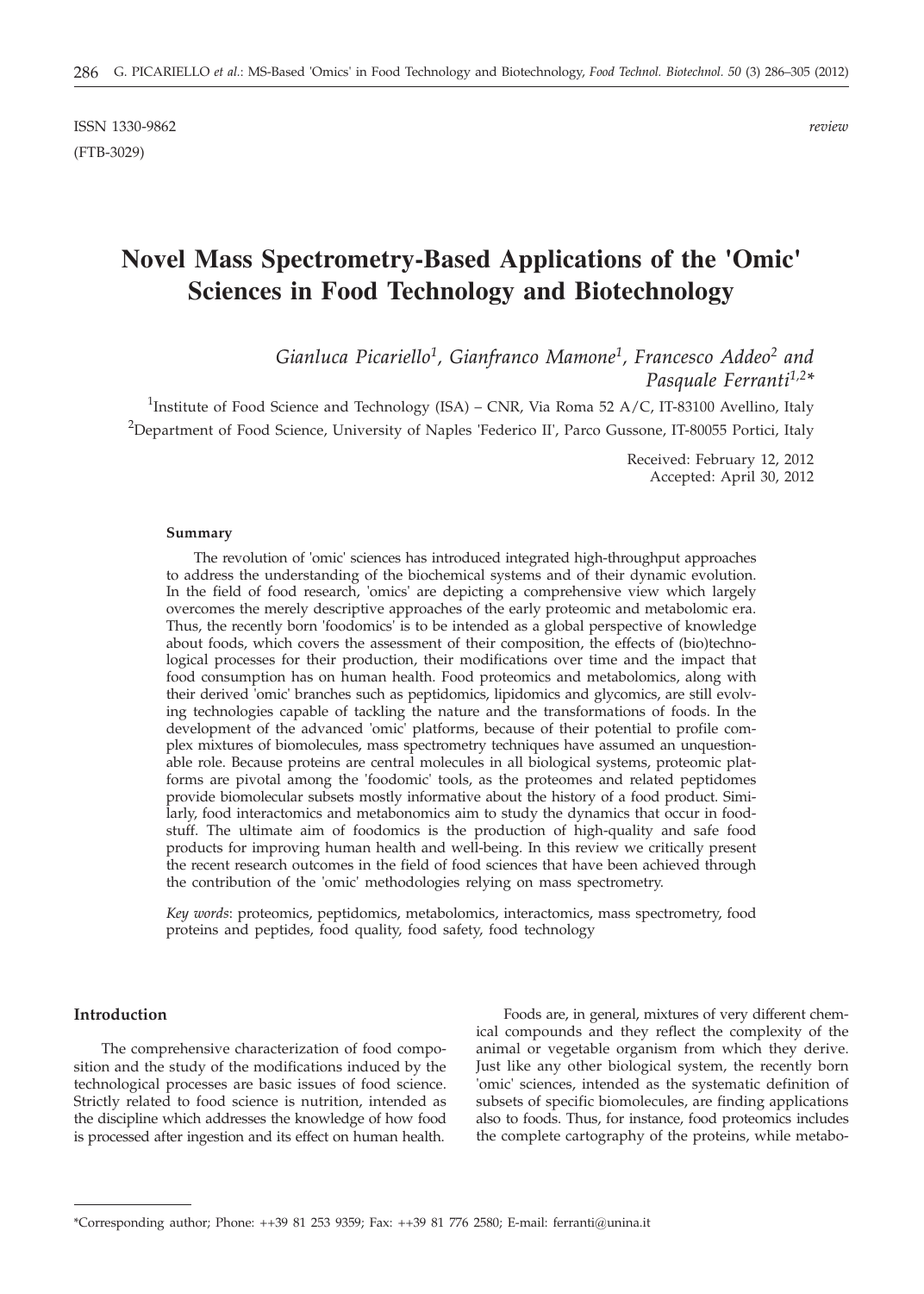ISSN 1330-9862 *review*

(FTB-3029)

# Novel Mass Spectrometry-Based Applications of the 'Omic' Sciences in Food Technology and Biotechnology

*Gianluca Picariello[1], Gianfranco Mamone[1], Francesco Addeo[2] and Pasquale Ferranti[1,2]**

[1]Institute of Food Science and Technology (ISA) – CNR, Via Roma 52 A/C, IT-83100 Avellino, Italy

[2]Department of Food Science, University of Naples 'Federico II', Parco Gussone, IT-80055 Portici, Italy

Received: February 12, 2012
Accepted: April 30, 2012

**Summary**

The revolution of 'omic' sciences has introduced integrated high-throughput approaches to address the understanding of the biochemical systems and of their dynamic evolution. In the field of food research, 'omics' are depicting a comprehensive view which largely overcomes the merely descriptive approaches of the early proteomic and metabolomic era. Thus, the recently born 'foodomics' is to be intended as a global perspective of knowledge about foods, which covers the assessment of their composition, the effects of (bio)technological processes for their production, their modifications over time and the impact that food consumption has on human health. Food proteomics and metabolomics, along with their derived 'omic' branches such as peptidomics, lipidomics and glycomics, are still evolving technologies capable of tackling the nature and the transformations of foods. In the development of the advanced 'omic' platforms, because of their potential to profile complex mixtures of biomolecules, mass spectrometry techniques have assumed an unquestionable role. Because proteins are central molecules in all biological systems, proteomic platforms are pivotal among the 'foodomic' tools, as the proteomes and related peptidomes provide biomolecular subsets mostly informative about the history of a food product. Similarly, food interactomics and metabonomics aim to study the dynamics that occur in foodstuff. The ultimate aim of foodomics is the production of high-quality and safe food products for improving human health and well-being. In this review we critically present the recent research outcomes in the field of food sciences that have been achieved through the contribution of the 'omic' methodologies relying on mass spectrometry.

*Key words*: proteomics, peptidomics, metabolomics, interactomics, mass spectrometry, food proteins and peptides, food quality, food safety, food technology

## Introduction

The comprehensive characterization of food composition and the study of the modifications induced by the technological processes are basic issues of food science. Strictly related to food science is nutrition, intended as the discipline which addresses the knowledge of how food is processed after ingestion and its effect on human health.

Foods are, in general, mixtures of very different chemical compounds and they reflect the complexity of the animal or vegetable organism from which they derive. Just like any other biological system, the recently born 'omic' sciences, intended as the systematic definition of subsets of specific biomolecules, are finding applications also to foods. Thus, for instance, food proteomics includes the complete cartography of the proteins, while metabo-

\*Corresponding author; Phone: ++39 81 253 9359; Fax: ++39 81 776 2580; E-mail: ferranti@unina.it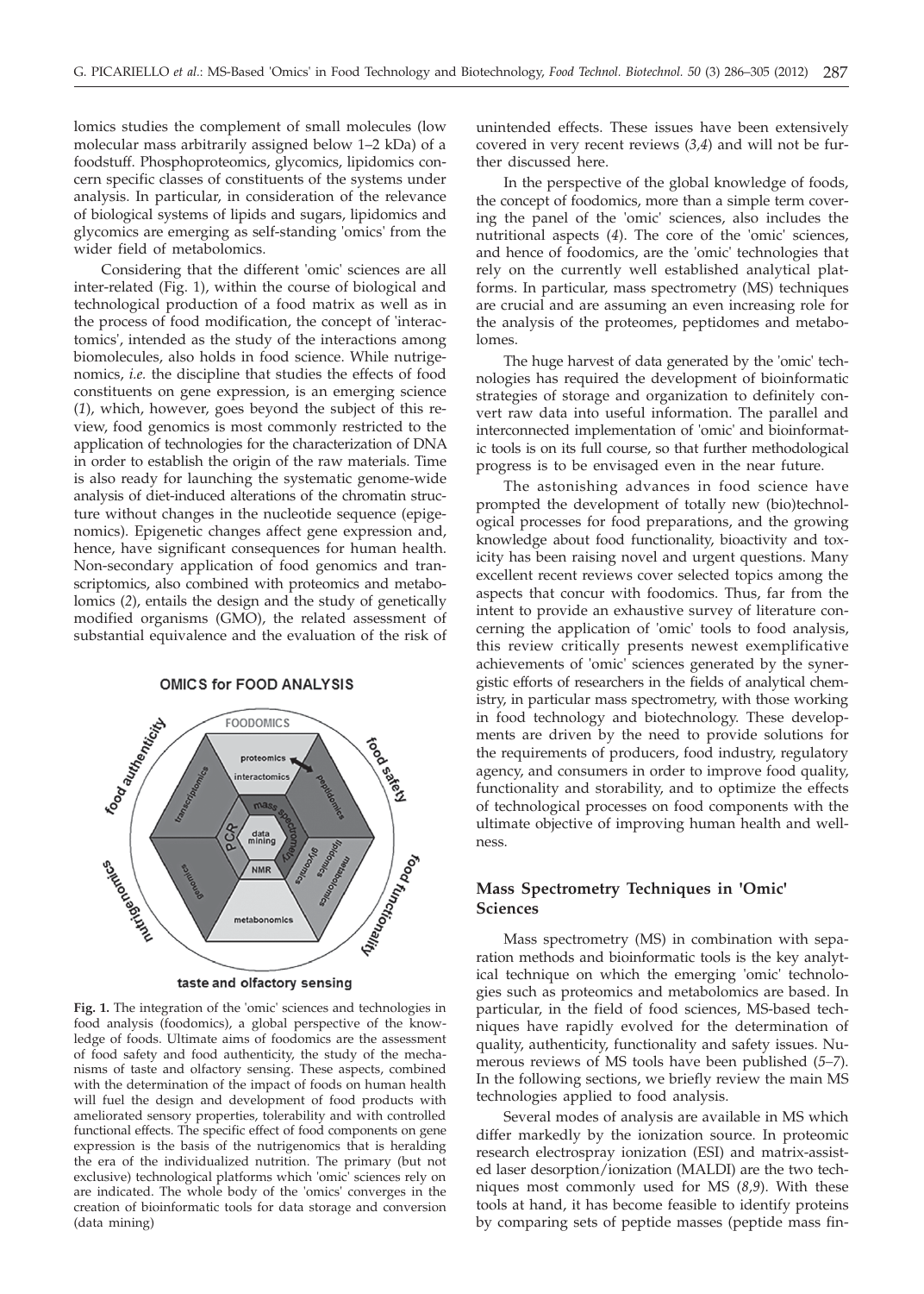lomics studies the complement of small molecules (low molecular mass arbitrarily assigned below 1–2 kDa) of a foodstuff. Phosphoproteomics, glycomics, lipidomics concern specific classes of constituents of the systems under analysis. In particular, in consideration of the relevance of biological systems of lipids and sugars, lipidomics and glycomics are emerging as self-standing 'omics' from the wider field of metabolomics.

Considering that the different 'omic' sciences are all inter-related (Fig. 1), within the course of biological and technological production of a food matrix as well as in the process of food modification, the concept of 'interactomics', intended as the study of the interactions among biomolecules, also holds in food science. While nutrigenomics, *i.e.* the discipline that studies the effects of food constituents on gene expression, is an emerging science (*1*), which, however, goes beyond the subject of this review, food genomics is most commonly restricted to the application of technologies for the characterization of DNA in order to establish the origin of the raw materials. Time is also ready for launching the systematic genome-wide analysis of diet-induced alterations of the chromatin structure without changes in the nucleotide sequence (epigenomics). Epigenetic changes affect gene expression and, hence, have significant consequences for human health. Non-secondary application of food genomics and transcriptomics, also combined with proteomics and metabolomics (*2*), entails the design and the study of genetically modified organisms (GMO), the related assessment of substantial equivalence and the evaluation of the risk of unintended effects. These issues have been extensively covered in very recent reviews (*3,4*) and will not be further discussed here.

**Fig. 1.** The integration of the 'omic' sciences and technologies in food analysis (foodomics), a global perspective of the knowledge of foods. Ultimate aims of foodomics are the assessment of food safety and food authenticity, the study of the mechanisms of taste and olfactory sensing. These aspects, combined with the determination of the impact of foods on human health will fuel the design and development of food products with ameliorated sensory properties, tolerability and with controlled functional effects. The specific effect of food components on gene expression is the basis of the nutrigenomics that is heralding the era of the individualized nutrition. The primary (but not exclusive) technological platforms which 'omic' sciences rely on are indicated. The whole body of the 'omics' converges in the creation of bioinformatic tools for data storage and conversion (data mining)

In the perspective of the global knowledge of foods, the concept of foodomics, more than a simple term covering the panel of the 'omic' sciences, also includes the nutritional aspects (*4*). The core of the 'omic' sciences, and hence of foodomics, are the 'omic' technologies that rely on the currently well established analytical platforms. In particular, mass spectrometry (MS) techniques are crucial and are assuming an even increasing role for the analysis of the proteomes, peptidomes and metabolomes.

The huge harvest of data generated by the 'omic' technologies has required the development of bioinformatic strategies of storage and organization to definitely convert raw data into useful information. The parallel and interconnected implementation of 'omic' and bioinformatic tools is on its full course, so that further methodological progress is to be envisaged even in the near future.

The astonishing advances in food science have prompted the development of totally new (bio)technological processes for food preparations, and the growing knowledge about food functionality, bioactivity and toxicity has been raising novel and urgent questions. Many excellent recent reviews cover selected topics among the aspects that concur with foodomics. Thus, far from the intent to provide an exhaustive survey of literature concerning the application of 'omic' tools to food analysis, this review critically presents newest exemplificative achievements of 'omic' sciences generated by the synergistic efforts of researchers in the fields of analytical chemistry, in particular mass spectrometry, with those working in food technology and biotechnology. These developments are driven by the need to provide solutions for the requirements of producers, food industry, regulatory agency, and consumers in order to improve food quality, functionality and storability, and to optimize the effects of technological processes on food components with the ultimate objective of improving human health and wellness.

## Mass Spectrometry Techniques in 'Omic' Sciences

Mass spectrometry (MS) in combination with separation methods and bioinformatic tools is the key analytical technique on which the emerging 'omic' technologies such as proteomics and metabolomics are based. In particular, in the field of food sciences, MS-based techniques have rapidly evolved for the determination of quality, authenticity, functionality and safety issues. Numerous reviews of MS tools have been published (*5–7*). In the following sections, we briefly review the main MS technologies applied to food analysis.

Several modes of analysis are available in MS which differ markedly by the ionization source. In proteomic research electrospray ionization (ESI) and matrix-assisted laser desorption/ionization (MALDI) are the two techniques most commonly used for MS (*8,9*). With these tools at hand, it has become feasible to identify proteins by comparing sets of peptide masses (peptide mass fin-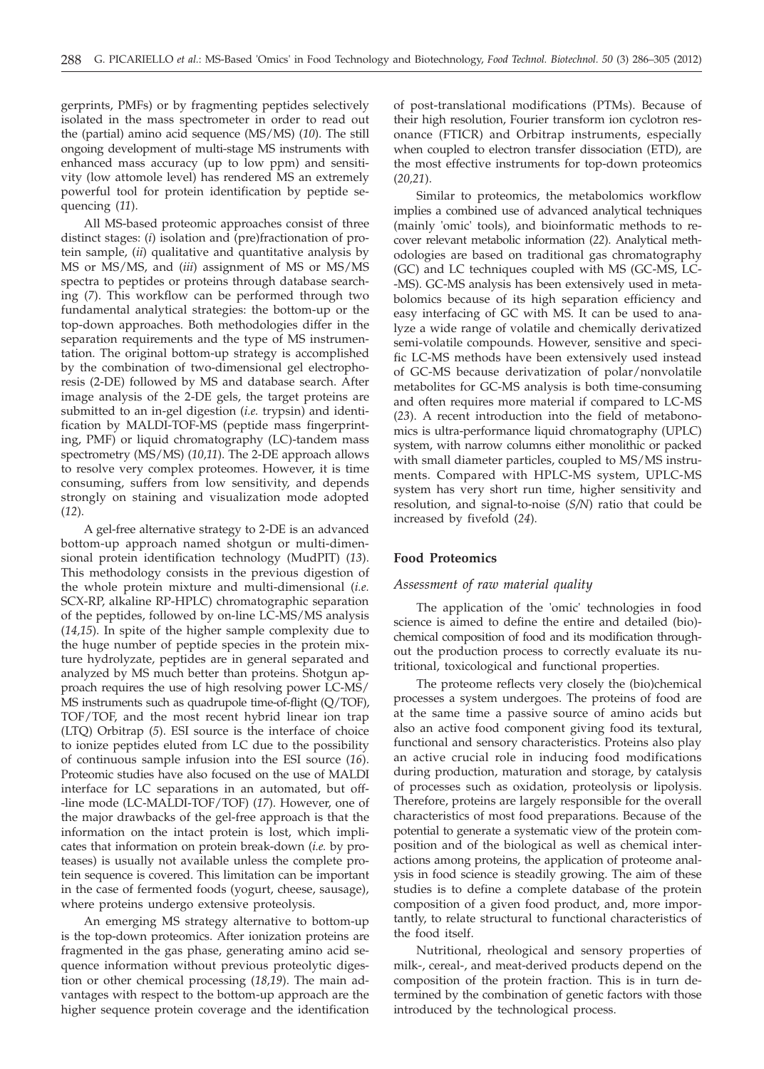gerprints, PMFs) or by fragmenting peptides selectively isolated in the mass spectrometer in order to read out the (partial) amino acid sequence (MS/MS) (*10*). The still ongoing development of multi-stage MS instruments with enhanced mass accuracy (up to low ppm) and sensitivity (low attomole level) has rendered MS an extremely powerful tool for protein identification by peptide sequencing (*11*).

All MS-based proteomic approaches consist of three distinct stages: (*i*) isolation and (pre)fractionation of protein sample, (*ii*) qualitative and quantitative analysis by MS or MS/MS, and (*iii*) assignment of MS or MS/MS spectra to peptides or proteins through database searching (*7*). This workflow can be performed through two fundamental analytical strategies: the bottom-up or the top-down approaches. Both methodologies differ in the separation requirements and the type of MS instrumentation. The original bottom-up strategy is accomplished by the combination of two-dimensional gel electrophoresis (2-DE) followed by MS and database search. After image analysis of the 2-DE gels, the target proteins are submitted to an in-gel digestion (*i.e.* trypsin) and identification by MALDI-TOF-MS (peptide mass fingerprinting, PMF) or liquid chromatography (LC)-tandem mass spectrometry (MS/MS) (*10,11*). The 2-DE approach allows to resolve very complex proteomes. However, it is time consuming, suffers from low sensitivity, and depends strongly on staining and visualization mode adopted (*12*).

A gel-free alternative strategy to 2-DE is an advanced bottom-up approach named shotgun or multi-dimensional protein identification technology (MudPIT) (*13*). This methodology consists in the previous digestion of the whole protein mixture and multi-dimensional (*i.e.* SCX-RP, alkaline RP-HPLC) chromatographic separation of the peptides, followed by on-line LC-MS/MS analysis (*14,15*). In spite of the higher sample complexity due to the huge number of peptide species in the protein mixture hydrolyzate, peptides are in general separated and analyzed by MS much better than proteins. Shotgun approach requires the use of high resolving power LC-MS/MS instruments such as quadrupole time-of-flight (Q/TOF), TOF/TOF, and the most recent hybrid linear ion trap (LTQ) Orbitrap (*5*). ESI source is the interface of choice to ionize peptides eluted from LC due to the possibility of continuous sample infusion into the ESI source (*16*). Proteomic studies have also focused on the use of MALDI interface for LC separations in an automated, but off-line mode (LC-MALDI-TOF/TOF) (*17*). However, one of the major drawbacks of the gel-free approach is that the information on the intact protein is lost, which implicates that information on protein break-down (*i.e.* by proteases) is usually not available unless the complete protein sequence is covered. This limitation can be important in the case of fermented foods (yogurt, cheese, sausage), where proteins undergo extensive proteolysis.

An emerging MS strategy alternative to bottom-up is the top-down proteomics. After ionization proteins are fragmented in the gas phase, generating amino acid sequence information without previous proteolytic digestion or other chemical processing (*18,19*). The main advantages with respect to the bottom-up approach are the higher sequence protein coverage and the identification of post-translational modifications (PTMs). Because of their high resolution, Fourier transform ion cyclotron resonance (FTICR) and Orbitrap instruments, especially when coupled to electron transfer dissociation (ETD), are the most effective instruments for top-down proteomics (*20,21*).

Similar to proteomics, the metabolomics workflow implies a combined use of advanced analytical techniques (mainly 'omic' tools), and bioinformatic methods to recover relevant metabolic information (*22*). Analytical methodologies are based on traditional gas chromatography (GC) and LC techniques coupled with MS (GC-MS, LC-MS). GC-MS analysis has been extensively used in metabolomics because of its high separation efficiency and easy interfacing of GC with MS. It can be used to analyze a wide range of volatile and chemically derivatized semi-volatile compounds. However, sensitive and specific LC-MS methods have been extensively used instead of GC-MS because derivatization of polar/nonvolatile metabolites for GC-MS analysis is both time-consuming and often requires more material if compared to LC-MS (*23*). A recent introduction into the field of metabonomics is ultra-performance liquid chromatography (UPLC) system, with narrow columns either monolithic or packed with small diameter particles, coupled to MS/MS instruments. Compared with HPLC-MS system, UPLC-MS system has very short run time, higher sensitivity and resolution, and signal-to-noise (*S/N*) ratio that could be increased by fivefold (*24*).

## Food Proteomics

### *Assessment of raw material quality*

The application of the 'omic' technologies in food science is aimed to define the entire and detailed (bio)-chemical composition of food and its modification throughout the production process to correctly evaluate its nutritional, toxicological and functional properties.

The proteome reflects very closely the (bio)chemical processes a system undergoes. The proteins of food are at the same time a passive source of amino acids but also an active food component giving food its textural, functional and sensory characteristics. Proteins also play an active crucial role in inducing food modifications during production, maturation and storage, by catalysis of processes such as oxidation, proteolysis or lipolysis. Therefore, proteins are largely responsible for the overall characteristics of most food preparations. Because of the potential to generate a systematic view of the protein composition and of the biological as well as chemical interactions among proteins, the application of proteome analysis in food science is steadily growing. The aim of these studies is to define a complete database of the protein composition of a given food product, and, more importantly, to relate structural to functional characteristics of the food itself.

Nutritional, rheological and sensory properties of milk-, cereal-, and meat-derived products depend on the composition of the protein fraction. This is in turn determined by the combination of genetic factors with those introduced by the technological process.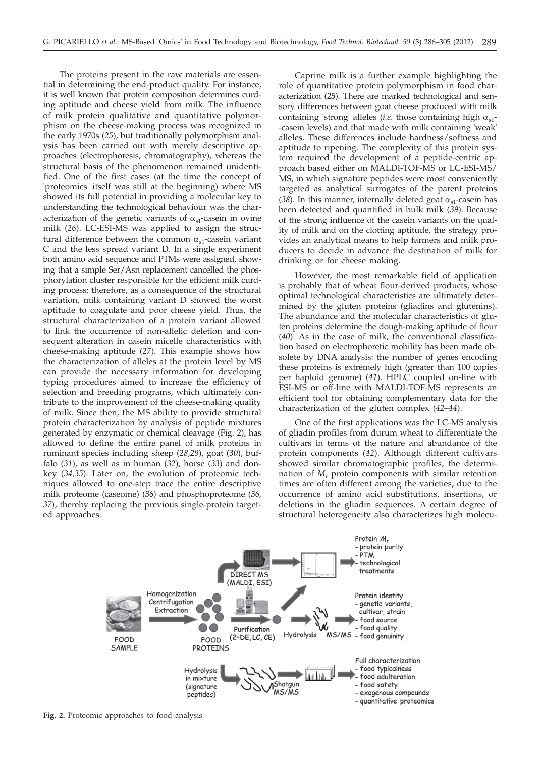The proteins present in the raw materials are essential in determining the end-product quality. For instance, it is well known that protein composition determines curding aptitude and cheese yield from milk. The influence of milk protein qualitative and quantitative polymorphism on the cheese-making process was recognized in the early 1970s (*25*), but traditionally polymorphism analysis has been carried out with merely descriptive approaches (electrophoresis, chromatography), whereas the structural basis of the phenomenon remained unidentified. One of the first cases (at the time the concept of 'proteomics' itself was still at the beginning) where MS showed its full potential in providing a molecular key to understanding the technological behaviour was the characterization of the genetic variants of $\alpha_{s1}$-casein in ovine milk (*26*). LC-ESI-MS was applied to assign the structural difference between the common $\alpha_{s1}$-casein variant C and the less spread variant D. In a single experiment both amino acid sequence and PTMs were assigned, showing that a simple Ser/Asn replacement cancelled the phosphorylation cluster responsible for the efficient milk curding process; therefore, as a consequence of the structural variation, milk containing variant D showed the worst aptitude to coagulate and poor cheese yield. Thus, the structural characterization of a protein variant allowed to link the occurrence of non-allelic deletion and consequent alteration in casein micelle characteristics with cheese-making aptitude (*27*). This example shows how the characterization of alleles at the protein level by MS can provide the necessary information for developing typing procedures aimed to increase the efficiency of selection and breeding programs, which ultimately contribute to the improvement of the cheese-making quality of milk. Since then, the MS ability to provide structural protein characterization by analysis of peptide mixtures generated by enzymatic or chemical cleavage (Fig. 2), has allowed to define the entire panel of milk proteins in ruminant species including sheep (*28,29*), goat (*30*), buffalo (*31*), as well as in human (*32*), horse (*33*) and donkey (*34,35*). Later on, the evolution of proteomic techniques allowed to one-step trace the entire descriptive milk proteome (caseome) (*36*) and phosphoproteome (*36, 37*), thereby replacing the previous single-protein targeted approaches.

Caprine milk is a further example highlighting the role of quantitative protein polymorphism in food characterization (*25*). There are marked technological and sensory differences between goat cheese produced with milk containing 'strong' alleles (*i.e.* those containing high $\alpha_{s1}$-casein levels) and that made with milk containing 'weak' alleles. These differences include hardness/softness and aptitude to ripening. The complexity of this protein system required the development of a peptide-centric approach based either on MALDI-TOF-MS or LC-ESI-MS/MS, in which signature peptides were most conveniently targeted as analytical surrogates of the parent proteins (*38*). In this manner, internally deleted goat $\alpha_{s1}$-casein has been detected and quantified in bulk milk (*39*). Because of the strong influence of the casein variants on the quality of milk and on the clotting aptitude, the strategy provides an analytical means to help farmers and milk producers to decide in advance the destination of milk for drinking or for cheese making.

However, the most remarkable field of application is probably that of wheat flour-derived products, whose optimal technological characteristics are ultimately determined by the gluten proteins (gliadins and glutenins). The abundance and the molecular characteristics of gluten proteins determine the dough-making aptitude of flour (*40*). As in the case of milk, the conventional classification based on electrophoretic mobility has been made obsolete by DNA analysis: the number of genes encoding these proteins is extremely high (greater than 100 copies per haploid genome) (*41*). HPLC coupled on-line with ESI-MS or off-line with MALDI-TOF-MS represents an efficient tool for obtaining complementary data for the characterization of the gluten complex (*42–44*).

One of the first applications was the LC-MS analysis of gliadin profiles from durum wheat to differentiate the cultivars in terms of the nature and abundance of the protein components (*42*). Although different cultivars showed similar chromatographic profiles, the determination of $M_r$ protein components with similar retention times are often different among the varieties, due to the occurrence of amino acid substitutions, insertions, or deletions in the gliadin sequences. A certain degree of structural heterogeneity also characterizes high molecu-

**Fig. 2.** Proteomic approaches to food analysis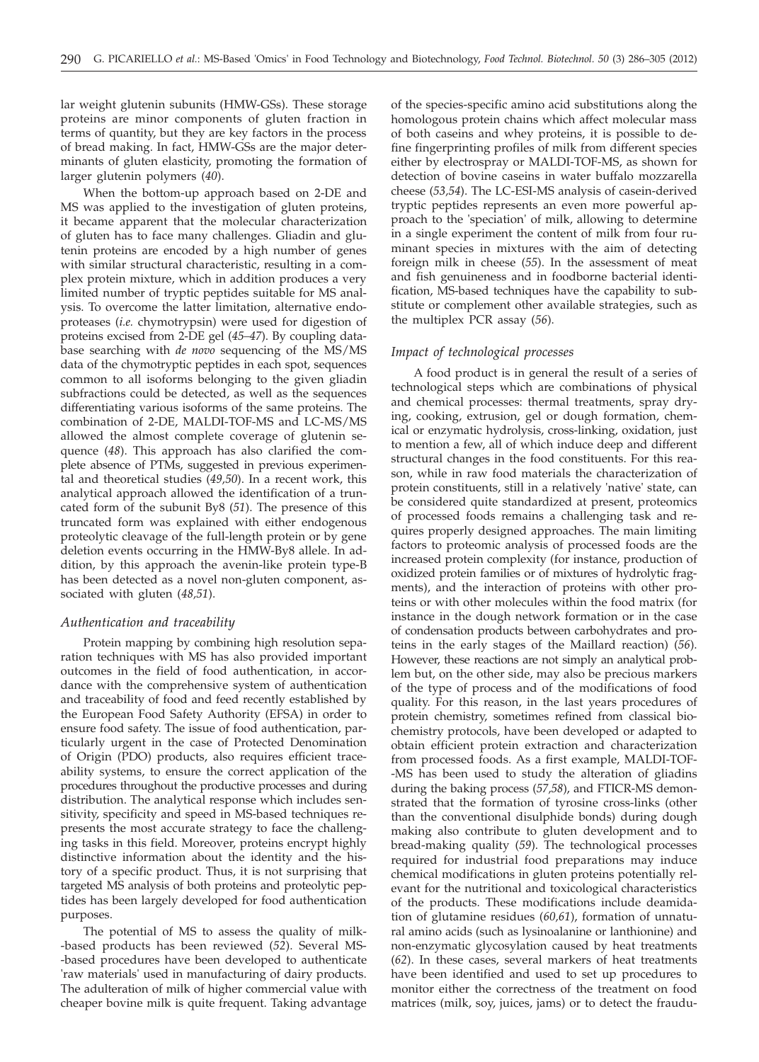lar weight glutenin subunits (HMW-GSs). These storage proteins are minor components of gluten fraction in terms of quantity, but they are key factors in the process of bread making. In fact, HMW-GSs are the major determinants of gluten elasticity, promoting the formation of larger glutenin polymers (*40*).

When the bottom-up approach based on 2-DE and MS was applied to the investigation of gluten proteins, it became apparent that the molecular characterization of gluten has to face many challenges. Gliadin and glutenin proteins are encoded by a high number of genes with similar structural characteristic, resulting in a complex protein mixture, which in addition produces a very limited number of tryptic peptides suitable for MS analysis. To overcome the latter limitation, alternative endoproteases (*i.e.* chymotrypsin) were used for digestion of proteins excised from 2-DE gel (*45–47*). By coupling database searching with *de novo* sequencing of the MS/MS data of the chymotryptic peptides in each spot, sequences common to all isoforms belonging to the given gliadin subfractions could be detected, as well as the sequences differentiating various isoforms of the same proteins. The combination of 2-DE, MALDI-TOF-MS and LC-MS/MS allowed the almost complete coverage of glutenin sequence (*48*). This approach has also clarified the complete absence of PTMs, suggested in previous experimental and theoretical studies (*49,50*). In a recent work, this analytical approach allowed the identification of a truncated form of the subunit By8 (*51*). The presence of this truncated form was explained with either endogenous proteolytic cleavage of the full-length protein or by gene deletion events occurring in the HMW-By8 allele. In addition, by this approach the avenin-like protein type-B has been detected as a novel non-gluten component, associated with gluten (*48,51*).

### *Authentication and traceability*

Protein mapping by combining high resolution separation techniques with MS has also provided important outcomes in the field of food authentication, in accordance with the comprehensive system of authentication and traceability of food and feed recently established by the European Food Safety Authority (EFSA) in order to ensure food safety. The issue of food authentication, particularly urgent in the case of Protected Denomination of Origin (PDO) products, also requires efficient traceability systems, to ensure the correct application of the procedures throughout the productive processes and during distribution. The analytical response which includes sensitivity, specificity and speed in MS-based techniques represents the most accurate strategy to face the challenging tasks in this field. Moreover, proteins encrypt highly distinctive information about the identity and the history of a specific product. Thus, it is not surprising that targeted MS analysis of both proteins and proteolytic peptides has been largely developed for food authentication purposes.

The potential of MS to assess the quality of milk-based products has been reviewed (*52*). Several MS-based procedures have been developed to authenticate 'raw materials' used in manufacturing of dairy products. The adulteration of milk of higher commercial value with cheaper bovine milk is quite frequent. Taking advantage of the species-specific amino acid substitutions along the homologous protein chains which affect molecular mass of both caseins and whey proteins, it is possible to define fingerprinting profiles of milk from different species either by electrospray or MALDI-TOF-MS, as shown for detection of bovine caseins in water buffalo mozzarella cheese (*53,54*). The LC-ESI-MS analysis of casein-derived tryptic peptides represents an even more powerful approach to the 'speciation' of milk, allowing to determine in a single experiment the content of milk from four ruminant species in mixtures with the aim of detecting foreign milk in cheese (*55*). In the assessment of meat and fish genuineness and in foodborne bacterial identification, MS-based techniques have the capability to substitute or complement other available strategies, such as the multiplex PCR assay (*56*).

### *Impact of technological processes*

A food product is in general the result of a series of technological steps which are combinations of physical and chemical processes: thermal treatments, spray drying, cooking, extrusion, gel or dough formation, chemical or enzymatic hydrolysis, cross-linking, oxidation, just to mention a few, all of which induce deep and different structural changes in the food constituents. For this reason, while in raw food materials the characterization of protein constituents, still in a relatively 'native' state, can be considered quite standardized at present, proteomics of processed foods remains a challenging task and requires properly designed approaches. The main limiting factors to proteomic analysis of processed foods are the increased protein complexity (for instance, production of oxidized protein families or of mixtures of hydrolytic fragments), and the interaction of proteins with other proteins or with other molecules within the food matrix (for instance in the dough network formation or in the case of condensation products between carbohydrates and proteins in the early stages of the Maillard reaction) (*56*). However, these reactions are not simply an analytical problem but, on the other side, may also be precious markers of the type of process and of the modifications of food quality. For this reason, in the last years procedures of protein chemistry, sometimes refined from classical biochemistry protocols, have been developed or adapted to obtain efficient protein extraction and characterization from processed foods. As a first example, MALDI-TOF-MS has been used to study the alteration of gliadins during the baking process (*57,58*), and FTICR-MS demonstrated that the formation of tyrosine cross-links (other than the conventional disulphide bonds) during dough making also contribute to gluten development and to bread-making quality (*59*). The technological processes required for industrial food preparations may induce chemical modifications in gluten proteins potentially relevant for the nutritional and toxicological characteristics of the products. These modifications include deamidation of glutamine residues (*60,61*), formation of unnatural amino acids (such as lysinoalanine or lanthionine) and non-enzymatic glycosylation caused by heat treatments (*62*). In these cases, several markers of heat treatments have been identified and used to set up procedures to monitor either the correctness of the treatment on food matrices (milk, soy, juices, jams) or to detect the fraudu-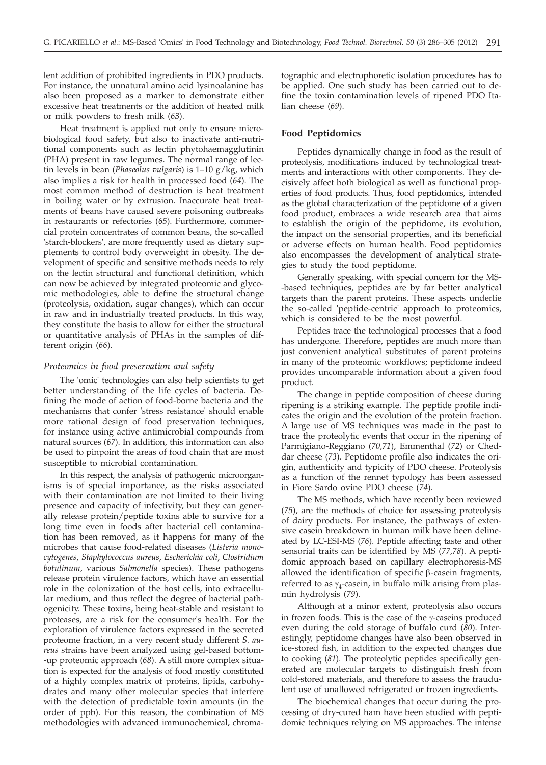lent addition of prohibited ingredients in PDO products. For instance, the unnatural amino acid lysinoalanine has also been proposed as a marker to demonstrate either excessive heat treatments or the addition of heated milk or milk powders to fresh milk (*63*).

Heat treatment is applied not only to ensure microbiological food safety, but also to inactivate anti-nutritional components such as lectin phytohaemagglutinin (PHA) present in raw legumes. The normal range of lectin levels in bean (*Phaseolus vulgaris*) is 1–10 g/kg, which also implies a risk for health in processed food (*64*). The most common method of destruction is heat treatment in boiling water or by extrusion. Inaccurate heat treatments of beans have caused severe poisoning outbreaks in restaurants or refectories (*65*). Furthermore, commercial protein concentrates of common beans, the so-called 'starch-blockers', are more frequently used as dietary supplements to control body overweight in obesity. The development of specific and sensitive methods needs to rely on the lectin structural and functional definition, which can now be achieved by integrated proteomic and glycomic methodologies, able to define the structural change (proteolysis, oxidation, sugar changes), which can occur in raw and in industrially treated products. In this way, they constitute the basis to allow for either the structural or quantitative analysis of PHAs in the samples of different origin (*66*).

### *Proteomics in food preservation and safety*

The 'omic' technologies can also help scientists to get better understanding of the life cycles of bacteria. Defining the mode of action of food-borne bacteria and the mechanisms that confer 'stress resistance' should enable more rational design of food preservation techniques, for instance using active antimicrobial compounds from natural sources (*67*). In addition, this information can also be used to pinpoint the areas of food chain that are most susceptible to microbial contamination.

In this respect, the analysis of pathogenic microorganisms is of special importance, as the risks associated with their contamination are not limited to their living presence and capacity of infectivity, but they can generally release protein/peptide toxins able to survive for a long time even in foods after bacterial cell contamination has been removed, as it happens for many of the microbes that cause food-related diseases (*Listeria monocytogenes*, *Staphylococcus aureus*, *Escherichia coli*, *Clostridium botulinum*, various *Salmonella* species). These pathogens release protein virulence factors, which have an essential role in the colonization of the host cells, into extracellular medium, and thus reflect the degree of bacterial pathogenicity. These toxins, being heat-stable and resistant to proteases, are a risk for the consumer's health. For the exploration of virulence factors expressed in the secreted proteome fraction, in a very recent study different *S. aureus* strains have been analyzed using gel-based bottom-up proteomic approach (*68*). A still more complex situation is expected for the analysis of food mostly constituted of a highly complex matrix of proteins, lipids, carbohydrates and many other molecular species that interfere with the detection of predictable toxin amounts (in the order of ppb). For this reason, the combination of MS methodologies with advanced immunochemical, chromatographic and electrophoretic isolation procedures has to be applied. One such study has been carried out to define the toxin contamination levels of ripened PDO Italian cheese (*69*).

## Food Peptidomics

Peptides dynamically change in food as the result of proteolysis, modifications induced by technological treatments and interactions with other components. They decisively affect both biological as well as functional properties of food products. Thus, food peptidomics, intended as the global characterization of the peptidome of a given food product, embraces a wide research area that aims to establish the origin of the peptidome, its evolution, the impact on the sensorial properties, and its beneficial or adverse effects on human health. Food peptidomics also encompasses the development of analytical strategies to study the food peptidome.

Generally speaking, with special concern for the MS-based techniques, peptides are by far better analytical targets than the parent proteins. These aspects underlie the so-called 'peptide-centric' approach to proteomics, which is considered to be the most powerful.

Peptides trace the technological processes that a food has undergone. Therefore, peptides are much more than just convenient analytical substitutes of parent proteins in many of the proteomic workflows; peptidome indeed provides uncomparable information about a given food product.

The change in peptide composition of cheese during ripening is a striking example. The peptide profile indicates the origin and the evolution of the protein fraction. A large use of MS techniques was made in the past to trace the proteolytic events that occur in the ripening of Parmigiano-Reggiano (*70,71*), Emmenthal (*72*) or Cheddar cheese (*73*). Peptidome profile also indicates the origin, authenticity and typicity of PDO cheese. Proteolysis as a function of the rennet typology has been assessed in Fiore Sardo ovine PDO cheese (*74*).

The MS methods, which have recently been reviewed (*75*), are the methods of choice for assessing proteolysis of dairy products. For instance, the pathways of extensive casein breakdown in human milk have been delineated by LC-ESI-MS (*76*). Peptide affecting taste and other sensorial traits can be identified by MS (*77,78*). A peptidomic approach based on capillary electrophoresis-MS allowed the identification of specific β-casein fragments, referred to as $\gamma_4$-casein, in buffalo milk arising from plasmin hydrolysis (*79*).

Although at a minor extent, proteolysis also occurs in frozen foods. This is the case of the γ-caseins produced even during the cold storage of buffalo curd (*80*). Interestingly, peptidome changes have also been observed in ice-stored fish, in addition to the expected changes due to cooking (*81*). The proteolytic peptides specifically generated are molecular targets to distinguish fresh from cold-stored materials, and therefore to assess the fraudulent use of unallowed refrigerated or frozen ingredients.

The biochemical changes that occur during the processing of dry-cured ham have been studied with peptidomic techniques relying on MS approaches. The intense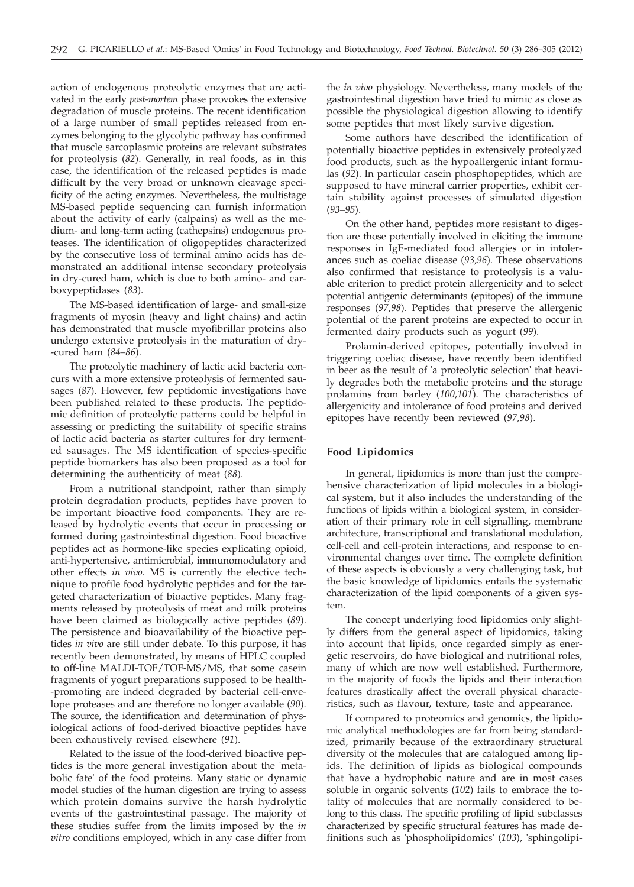action of endogenous proteolytic enzymes that are activated in the early *post-mortem* phase provokes the extensive degradation of muscle proteins. The recent identification of a large number of small peptides released from enzymes belonging to the glycolytic pathway has confirmed that muscle sarcoplasmic proteins are relevant substrates for proteolysis (*82*). Generally, in real foods, as in this case, the identification of the released peptides is made difficult by the very broad or unknown cleavage specificity of the acting enzymes. Nevertheless, the multistage MS-based peptide sequencing can furnish information about the activity of early (calpains) as well as the medium- and long-term acting (cathepsins) endogenous proteases. The identification of oligopeptides characterized by the consecutive loss of terminal amino acids has demonstrated an additional intense secondary proteolysis in dry-cured ham, which is due to both amino- and carboxypeptidases (*83*).

The MS-based identification of large- and small-size fragments of myosin (heavy and light chains) and actin has demonstrated that muscle myofibrillar proteins also undergo extensive proteolysis in the maturation of dry-cured ham (*84–86*).

The proteolytic machinery of lactic acid bacteria concurs with a more extensive proteolysis of fermented sausages (*87*). However, few peptidomic investigations have been published related to these products. The peptidomic definition of proteolytic patterns could be helpful in assessing or predicting the suitability of specific strains of lactic acid bacteria as starter cultures for dry fermented sausages. The MS identification of species-specific peptide biomarkers has also been proposed as a tool for determining the authenticity of meat (*88*).

From a nutritional standpoint, rather than simply protein degradation products, peptides have proven to be important bioactive food components. They are released by hydrolytic events that occur in processing or formed during gastrointestinal digestion. Food bioactive peptides act as hormone-like species explicating opioid, anti-hypertensive, antimicrobial, immunomodulatory and other effects *in vivo*. MS is currently the elective technique to profile food hydrolytic peptides and for the targeted characterization of bioactive peptides. Many fragments released by proteolysis of meat and milk proteins have been claimed as biologically active peptides (*89*). The persistence and bioavailability of the bioactive peptides *in vivo* are still under debate. To this purpose, it has recently been demonstrated, by means of HPLC coupled to off-line MALDI-TOF/TOF-MS/MS, that some casein fragments of yogurt preparations supposed to be health-promoting are indeed degraded by bacterial cell-envelope proteases and are therefore no longer available (*90*). The source, the identification and determination of physiological actions of food-derived bioactive peptides have been exhaustively revised elsewhere (*91*).

Related to the issue of the food-derived bioactive peptides is the more general investigation about the 'metabolic fate' of the food proteins. Many static or dynamic model studies of the human digestion are trying to assess which protein domains survive the harsh hydrolytic events of the gastrointestinal passage. The majority of these studies suffer from the limits imposed by the *in vitro* conditions employed, which in any case differ from the *in vivo* physiology. Nevertheless, many models of the gastrointestinal digestion have tried to mimic as close as possible the physiological digestion allowing to identify some peptides that most likely survive digestion.

Some authors have described the identification of potentially bioactive peptides in extensively proteolyzed food products, such as the hypoallergenic infant formulas (*92*). In particular casein phosphopeptides, which are supposed to have mineral carrier properties, exhibit certain stability against processes of simulated digestion (*93–95*).

On the other hand, peptides more resistant to digestion are those potentially involved in eliciting the immune responses in IgE-mediated food allergies or in intolerances such as coeliac disease (*93,96*). These observations also confirmed that resistance to proteolysis is a valuable criterion to predict protein allergenicity and to select potential antigenic determinants (epitopes) of the immune responses (*97,98*). Peptides that preserve the allergenic potential of the parent proteins are expected to occur in fermented dairy products such as yogurt (*99*).

Prolamin-derived epitopes, potentially involved in triggering coeliac disease, have recently been identified in beer as the result of 'a proteolytic selection' that heavily degrades both the metabolic proteins and the storage prolamins from barley (*100,101*). The characteristics of allergenicity and intolerance of food proteins and derived epitopes have recently been reviewed (*97,98*).

## Food Lipidomics

In general, lipidomics is more than just the comprehensive characterization of lipid molecules in a biological system, but it also includes the understanding of the functions of lipids within a biological system, in consideration of their primary role in cell signalling, membrane architecture, transcriptional and translational modulation, cell-cell and cell-protein interactions, and response to environmental changes over time. The complete definition of these aspects is obviously a very challenging task, but the basic knowledge of lipidomics entails the systematic characterization of the lipid components of a given system.

The concept underlying food lipidomics only slightly differs from the general aspect of lipidomics, taking into account that lipids, once regarded simply as energetic reservoirs, do have biological and nutritional roles, many of which are now well established. Furthermore, in the majority of foods the lipids and their interaction features drastically affect the overall physical characteristics, such as flavour, texture, taste and appearance.

If compared to proteomics and genomics, the lipidomic analytical methodologies are far from being standardized, primarily because of the extraordinary structural diversity of the molecules that are catalogued among lipids. The definition of lipids as biological compounds that have a hydrophobic nature and are in most cases soluble in organic solvents (*102*) fails to embrace the totality of molecules that are normally considered to belong to this class. The specific profiling of lipid subclasses characterized by specific structural features has made definitions such as 'phospholipidomics' (*103*), 'sphingolipi-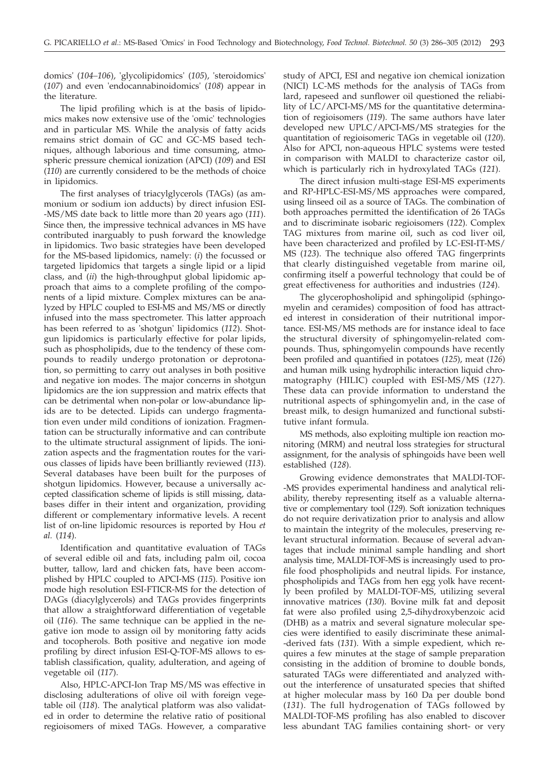domics' (*104–106*), 'glycolipidomics' (*105*), 'steroidomics' (*107*) and even 'endocannabinoidomics' (*108*) appear in the literature.

The lipid profiling which is at the basis of lipidomics makes now extensive use of the 'omic' technologies and in particular MS. While the analysis of fatty acids remains strict domain of GC and GC-MS based techniques, although laborious and time consuming, atmospheric pressure chemical ionization (APCI) (*109*) and ESI (*110*) are currently considered to be the methods of choice in lipidomics.

The first analyses of triacylglycerols (TAGs) (as ammonium or sodium ion adducts) by direct infusion ESI-MS/MS date back to little more than 20 years ago (*111*). Since then, the impressive technical advances in MS have contributed inarguably to push forward the knowledge in lipidomics. Two basic strategies have been developed for the MS-based lipidomics, namely: (*i*) the focussed or targeted lipidomics that targets a single lipid or a lipid class, and (*ii*) the high-throughput global lipidomic approach that aims to a complete profiling of the components of a lipid mixture. Complex mixtures can be analyzed by HPLC coupled to ESI-MS and MS/MS or directly infused into the mass spectrometer. This latter approach has been referred to as 'shotgun' lipidomics (*112*). Shotgun lipidomics is particularly effective for polar lipids, such as phospholipids, due to the tendency of these compounds to readily undergo protonation or deprotonation, so permitting to carry out analyses in both positive and negative ion modes. The major concerns in shotgun lipidomics are the ion suppression and matrix effects that can be detrimental when non-polar or low-abundance lipids are to be detected. Lipids can undergo fragmentation even under mild conditions of ionization. Fragmentation can be structurally informative and can contribute to the ultimate structural assignment of lipids. The ionization aspects and the fragmentation routes for the various classes of lipids have been brilliantly reviewed (*113*). Several databases have been built for the purposes of shotgun lipidomics. However, because a universally accepted classification scheme of lipids is still missing, databases differ in their intent and organization, providing different or complementary informative levels. A recent list of on-line lipidomic resources is reported by Hou *et al.* (*114*).

Identification and quantitative evaluation of TAGs of several edible oil and fats, including palm oil, cocoa butter, tallow, lard and chicken fats, have been accomplished by HPLC coupled to APCI-MS (*115*). Positive ion mode high resolution ESI-FTICR-MS for the detection of DAGs (diacylglycerols) and TAGs provides fingerprints that allow a straightforward differentiation of vegetable oil (*116*). The same technique can be applied in the negative ion mode to assign oil by monitoring fatty acids and tocopherols. Both positive and negative ion mode profiling by direct infusion ESI-Q-TOF-MS allows to establish classification, quality, adulteration, and ageing of vegetable oil (*117*).

Also, HPLC-APCI-Ion Trap MS/MS was effective in disclosing adulterations of olive oil with foreign vegetable oil (*118*). The analytical platform was also validated in order to determine the relative ratio of positional regioisomers of mixed TAGs. However, a comparative study of APCI, ESI and negative ion chemical ionization (NICI) LC-MS methods for the analysis of TAGs from lard, rapeseed and sunflower oil questioned the reliability of LC/APCI-MS/MS for the quantitative determination of regioisomers (*119*). The same authors have later developed new UPLC/APCI-MS/MS strategies for the quantitation of regioisomeric TAGs in vegetable oil (*120*). Also for APCI, non-aqueous HPLC systems were tested in comparison with MALDI to characterize castor oil, which is particularly rich in hydroxylated TAGs (*121*).

The direct infusion multi-stage ESI-MS experiments and RP-HPLC-ESI-MS/MS approaches were compared, using linseed oil as a source of TAGs. The combination of both approaches permitted the identification of 26 TAGs and to discriminate isobaric regioisomers (*122*). Complex TAG mixtures from marine oil, such as cod liver oil, have been characterized and profiled by LC-ESI-IT-MS/MS (*123*). The technique also offered TAG fingerprints that clearly distinguished vegetable from marine oil, confirming itself a powerful technology that could be of great effectiveness for authorities and industries (*124*).

The glycerophospholipid and sphingolipid (sphingomyelin and ceramides) composition of food has attracted interest in consideration of their nutritional importance. ESI-MS/MS methods are for instance ideal to face the structural diversity of sphingomyelin-related compounds. Thus, sphingomyelin compounds have recently been profiled and quantified in potatoes (*125*), meat (*126*) and human milk using hydrophilic interaction liquid chromatography (HILIC) coupled with ESI-MS/MS (*127*). These data can provide information to understand the nutritional aspects of sphingomyelin and, in the case of breast milk, to design humanized and functional substitutive infant formula.

MS methods, also exploiting multiple ion reaction monitoring (MRM) and neutral loss strategies for structural assignment, for the analysis of sphingoids have been well established (*128*).

Growing evidence demonstrates that MALDI-TOF-MS provides experimental handiness and analytical reliability, thereby representing itself as a valuable alternative or complementary tool (*129*). Soft ionization techniques do not require derivatization prior to analysis and allow to maintain the integrity of the molecules, preserving relevant structural information. Because of several advantages that include minimal sample handling and short analysis time, MALDI-TOF-MS is increasingly used to profile food phospholipids and neutral lipids. For instance, phospholipids and TAGs from hen egg yolk have recently been profiled by MALDI-TOF-MS, utilizing several innovative matrices (*130*). Bovine milk fat and deposit fat were also profiled using 2,5-dihydroxybenzoic acid (DHB) as a matrix and several signature molecular species were identified to easily discriminate these animal-derived fats (*131*). With a simple expedient, which requires a few minutes at the stage of sample preparation consisting in the addition of bromine to double bonds, saturated TAGs were differentiated and analyzed without the interference of unsaturated species that shifted at higher molecular mass by 160 Da per double bond (*131*). The full hydrogenation of TAGs followed by MALDI-TOF-MS profiling has also enabled to discover less abundant TAG families containing short- or very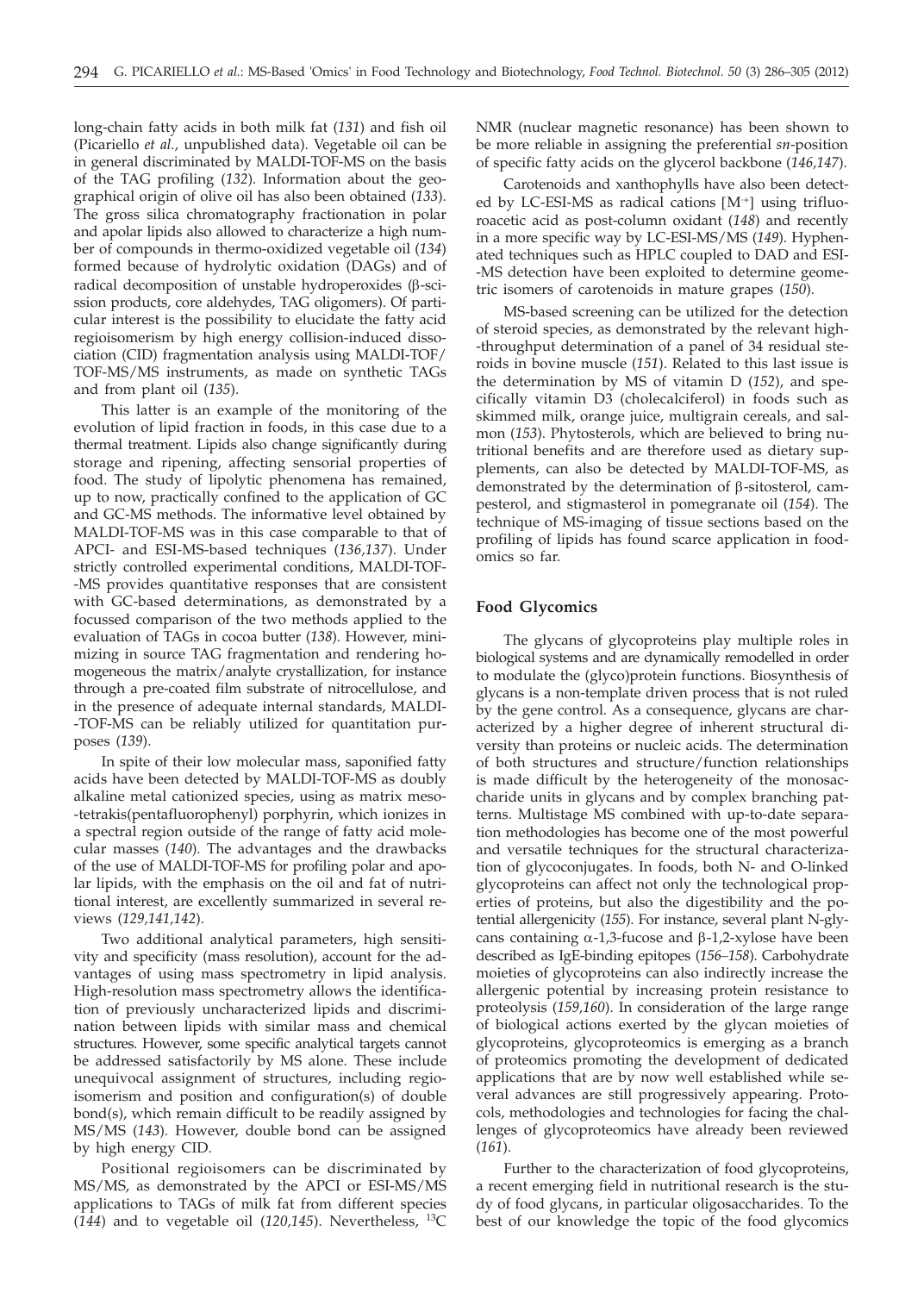long-chain fatty acids in both milk fat (*131*) and fish oil (Picariello *et al.*, unpublished data). Vegetable oil can be in general discriminated by MALDI-TOF-MS on the basis of the TAG profiling (*132*). Information about the geographical origin of olive oil has also been obtained (*133*). The gross silica chromatography fractionation in polar and apolar lipids also allowed to characterize a high number of compounds in thermo-oxidized vegetable oil (*134*) formed because of hydrolytic oxidation (DAGs) and of radical decomposition of unstable hydroperoxides (β-scission products, core aldehydes, TAG oligomers). Of particular interest is the possibility to elucidate the fatty acid regioisomerism by high energy collision-induced dissociation (CID) fragmentation analysis using MALDI-TOF/TOF-MS/MS instruments, as made on synthetic TAGs and from plant oil (*135*).

This latter is an example of the monitoring of the evolution of lipid fraction in foods, in this case due to a thermal treatment. Lipids also change significantly during storage and ripening, affecting sensorial properties of food. The study of lipolytic phenomena has remained, up to now, practically confined to the application of GC and GC-MS methods. The informative level obtained by MALDI-TOF-MS was in this case comparable to that of APCI- and ESI-MS-based techniques (*136,137*). Under strictly controlled experimental conditions, MALDI-TOF-MS provides quantitative responses that are consistent with GC-based determinations, as demonstrated by a focussed comparison of the two methods applied to the evaluation of TAGs in cocoa butter (*138*). However, minimizing in source TAG fragmentation and rendering homogeneous the matrix/analyte crystallization, for instance through a pre-coated film substrate of nitrocellulose, and in the presence of adequate internal standards, MALDI-TOF-MS can be reliably utilized for quantitation purposes (*139*).

In spite of their low molecular mass, saponified fatty acids have been detected by MALDI-TOF-MS as doubly alkaline metal cationized species, using as matrix meso-tetrakis(pentafluorophenyl) porphyrin, which ionizes in a spectral region outside of the range of fatty acid molecular masses (*140*). The advantages and the drawbacks of the use of MALDI-TOF-MS for profiling polar and apolar lipids, with the emphasis on the oil and fat of nutritional interest, are excellently summarized in several reviews (*129,141,142*).

Two additional analytical parameters, high sensitivity and specificity (mass resolution), account for the advantages of using mass spectrometry in lipid analysis. High-resolution mass spectrometry allows the identification of previously uncharacterized lipids and discrimination between lipids with similar mass and chemical structures. However, some specific analytical targets cannot be addressed satisfactorily by MS alone. These include unequivocal assignment of structures, including regioisomerism and position and configuration(s) of double bond(s), which remain difficult to be readily assigned by MS/MS (*143*). However, double bond can be assigned by high energy CID.

Positional regioisomers can be discriminated by MS/MS, as demonstrated by the APCI or ESI-MS/MS applications to TAGs of milk fat from different species (*144*) and to vegetable oil (*120,145*). Nevertheless, $^{13}$C NMR (nuclear magnetic resonance) has been shown to be more reliable in assigning the preferential *sn*-position of specific fatty acids on the glycerol backbone (*146,147*).

Carotenoids and xanthophylls have also been detected by LC-ESI-MS as radical cations [$M^{+}$] using trifluoroacetic acid as post-column oxidant (*148*) and recently in a more specific way by LC-ESI-MS/MS (*149*). Hyphenated techniques such as HPLC coupled to DAD and ESI-MS detection have been exploited to determine geometric isomers of carotenoids in mature grapes (*150*).

MS-based screening can be utilized for the detection of steroid species, as demonstrated by the relevant high-throughput determination of a panel of 34 residual steroids in bovine muscle (*151*). Related to this last issue is the determination by MS of vitamin D (*152*), and specifically vitamin D3 (cholecalciferol) in foods such as skimmed milk, orange juice, multigrain cereals, and salmon (*153*). Phytosterols, which are believed to bring nutritional benefits and are therefore used as dietary supplements, can also be detected by MALDI-TOF-MS, as demonstrated by the determination of β-sitosterol, campesterol, and stigmasterol in pomegranate oil (*154*). The technique of MS-imaging of tissue sections based on the profiling of lipids has found scarce application in foodomics so far.

## Food Glycomics

The glycans of glycoproteins play multiple roles in biological systems and are dynamically remodelled in order to modulate the (glyco)protein functions. Biosynthesis of glycans is a non-template driven process that is not ruled by the gene control. As a consequence, glycans are characterized by a higher degree of inherent structural diversity than proteins or nucleic acids. The determination of both structures and structure/function relationships is made difficult by the heterogeneity of the monosaccharide units in glycans and by complex branching patterns. Multistage MS combined with up-to-date separation methodologies has become one of the most powerful and versatile techniques for the structural characterization of glycoconjugates. In foods, both N- and O-linked glycoproteins can affect not only the technological properties of proteins, but also the digestibility and the potential allergenicity (*155*). For instance, several plant N-glycans containing α-1,3-fucose and β-1,2-xylose have been described as IgE-binding epitopes (*156–158*). Carbohydrate moieties of glycoproteins can also indirectly increase the allergenic potential by increasing protein resistance to proteolysis (*159,160*). In consideration of the large range of biological actions exerted by the glycan moieties of glycoproteins, glycoproteomics is emerging as a branch of proteomics promoting the development of dedicated applications that are by now well established while several advances are still progressively appearing. Protocols, methodologies and technologies for facing the challenges of glycoproteomics have already been reviewed (*161*).

Further to the characterization of food glycoproteins, a recent emerging field in nutritional research is the study of food glycans, in particular oligosaccharides. To the best of our knowledge the topic of the food glycomics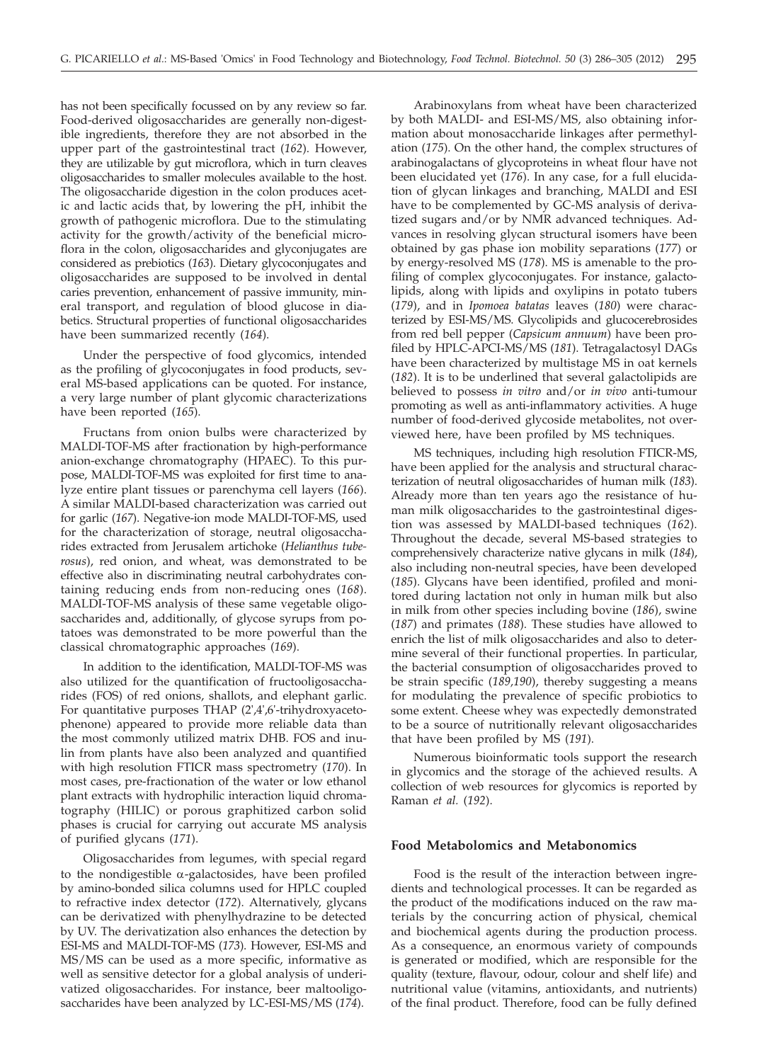has not been specifically focussed on by any review so far. Food-derived oligosaccharides are generally non-digestible ingredients, therefore they are not absorbed in the upper part of the gastrointestinal tract (*162*). However, they are utilizable by gut microflora, which in turn cleaves oligosaccharides to smaller molecules available to the host. The oligosaccharide digestion in the colon produces acetic and lactic acids that, by lowering the pH, inhibit the growth of pathogenic microflora. Due to the stimulating activity for the growth/activity of the beneficial microflora in the colon, oligosaccharides and glyconjugates are considered as prebiotics (*163*). Dietary glycoconjugates and oligosaccharides are supposed to be involved in dental caries prevention, enhancement of passive immunity, mineral transport, and regulation of blood glucose in diabetics. Structural properties of functional oligosaccharides have been summarized recently (*164*).

Under the perspective of food glycomics, intended as the profiling of glycoconjugates in food products, several MS-based applications can be quoted. For instance, a very large number of plant glycomic characterizations have been reported (*165*).

Fructans from onion bulbs were characterized by MALDI-TOF-MS after fractionation by high-performance anion-exchange chromatography (HPAEC). To this purpose, MALDI-TOF-MS was exploited for first time to analyze entire plant tissues or parenchyma cell layers (*166*). A similar MALDI-based characterization was carried out for garlic (*167*). Negative-ion mode MALDI-TOF-MS, used for the characterization of storage, neutral oligosaccharides extracted from Jerusalem artichoke (*Helianthus tuberosus*), red onion, and wheat, was demonstrated to be effective also in discriminating neutral carbohydrates containing reducing ends from non-reducing ones (*168*). MALDI-TOF-MS analysis of these same vegetable oligosaccharides and, additionally, of glycose syrups from potatoes was demonstrated to be more powerful than the classical chromatographic approaches (*169*).

In addition to the identification, MALDI-TOF-MS was also utilized for the quantification of fructooligosaccharides (FOS) of red onions, shallots, and elephant garlic. For quantitative purposes THAP (2',4',6'-trihydroxyacetophenone) appeared to provide more reliable data than the most commonly utilized matrix DHB. FOS and inulin from plants have also been analyzed and quantified with high resolution FTICR mass spectrometry (*170*). In most cases, pre-fractionation of the water or low ethanol plant extracts with hydrophilic interaction liquid chromatography (HILIC) or porous graphitized carbon solid phases is crucial for carrying out accurate MS analysis of purified glycans (*171*).

Oligosaccharides from legumes, with special regard to the nondigestible α-galactosides, have been profiled by amino-bonded silica columns used for HPLC coupled to refractive index detector (*172*). Alternatively, glycans can be derivatized with phenylhydrazine to be detected by UV. The derivatization also enhances the detection by ESI-MS and MALDI-TOF-MS (*173*). However, ESI-MS and MS/MS can be used as a more specific, informative as well as sensitive detector for a global analysis of underivatized oligosaccharides. For instance, beer maltooligosaccharides have been analyzed by LC-ESI-MS/MS (*174*).

Arabinoxylans from wheat have been characterized by both MALDI- and ESI-MS/MS, also obtaining information about monosaccharide linkages after permethylation (*175*). On the other hand, the complex structures of arabinogalactans of glycoproteins in wheat flour have not been elucidated yet (*176*). In any case, for a full elucidation of glycan linkages and branching, MALDI and ESI have to be complemented by GC-MS analysis of derivatized sugars and/or by NMR advanced techniques. Advances in resolving glycan structural isomers have been obtained by gas phase ion mobility separations (*177*) or by energy-resolved MS (*178*). MS is amenable to the profiling of complex glycoconjugates. For instance, galactolipids, along with lipids and oxylipins in potato tubers (*179*), and in *Ipomoea batatas* leaves (*180*) were characterized by ESI-MS/MS. Glycolipids and glucocerebrosides from red bell pepper (*Capsicum annuum*) have been profiled by HPLC-APCI-MS/MS (*181*). Tetragalactosyl DAGs have been characterized by multistage MS in oat kernels (*182*). It is to be underlined that several galactolipids are believed to possess *in vitro* and/or *in vivo* anti-tumour promoting as well as anti-inflammatory activities. A huge number of food-derived glycoside metabolites, not overviewed here, have been profiled by MS techniques.

MS techniques, including high resolution FTICR-MS, have been applied for the analysis and structural characterization of neutral oligosaccharides of human milk (*183*). Already more than ten years ago the resistance of human milk oligosaccharides to the gastrointestinal digestion was assessed by MALDI-based techniques (*162*). Throughout the decade, several MS-based strategies to comprehensively characterize native glycans in milk (*184*), also including non-neutral species, have been developed (*185*). Glycans have been identified, profiled and monitored during lactation not only in human milk but also in milk from other species including bovine (*186*), swine (*187*) and primates (*188*). These studies have allowed to enrich the list of milk oligosaccharides and also to determine several of their functional properties. In particular, the bacterial consumption of oligosaccharides proved to be strain specific (*189,190*), thereby suggesting a means for modulating the prevalence of specific probiotics to some extent. Cheese whey was expectedly demonstrated to be a source of nutritionally relevant oligosaccharides that have been profiled by MS (*191*).

Numerous bioinformatic tools support the research in glycomics and the storage of the achieved results. A collection of web resources for glycomics is reported by Raman *et al.* (*192*).

## Food Metabolomics and Metabonomics

Food is the result of the interaction between ingredients and technological processes. It can be regarded as the product of the modifications induced on the raw materials by the concurring action of physical, chemical and biochemical agents during the production process. As a consequence, an enormous variety of compounds is generated or modified, which are responsible for the quality (texture, flavour, odour, colour and shelf life) and nutritional value (vitamins, antioxidants, and nutrients) of the final product. Therefore, food can be fully defined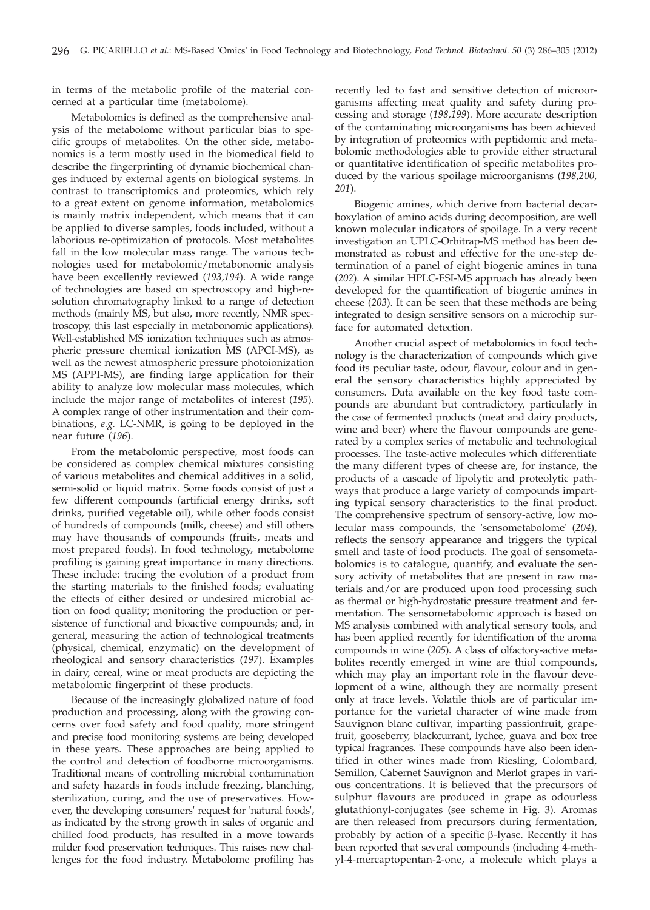in terms of the metabolic profile of the material concerned at a particular time (metabolome).

Metabolomics is defined as the comprehensive analysis of the metabolome without particular bias to specific groups of metabolites. On the other side, metabonomics is a term mostly used in the biomedical field to describe the fingerprinting of dynamic biochemical changes induced by external agents on biological systems. In contrast to transcriptomics and proteomics, which rely to a great extent on genome information, metabolomics is mainly matrix independent, which means that it can be applied to diverse samples, foods included, without a laborious re-optimization of protocols. Most metabolites fall in the low molecular mass range. The various technologies used for metabolomic/metabonomic analysis have been excellently reviewed (*193,194*). A wide range of technologies are based on spectroscopy and high-resolution chromatography linked to a range of detection methods (mainly MS, but also, more recently, NMR spectroscopy, this last especially in metabonomic applications). Well-established MS ionization techniques such as atmospheric pressure chemical ionization MS (APCI-MS), as well as the newest atmospheric pressure photoionization MS (APPI-MS), are finding large application for their ability to analyze low molecular mass molecules, which include the major range of metabolites of interest (*195*). A complex range of other instrumentation and their combinations, *e.g.* LC-NMR, is going to be deployed in the near future (*196*).

From the metabolomic perspective, most foods can be considered as complex chemical mixtures consisting of various metabolites and chemical additives in a solid, semi-solid or liquid matrix. Some foods consist of just a few different compounds (artificial energy drinks, soft drinks, purified vegetable oil), while other foods consist of hundreds of compounds (milk, cheese) and still others may have thousands of compounds (fruits, meats and most prepared foods). In food technology, metabolome profiling is gaining great importance in many directions. These include: tracing the evolution of a product from the starting materials to the finished foods; evaluating the effects of either desired or undesired microbial action on food quality; monitoring the production or persistence of functional and bioactive compounds; and, in general, measuring the action of technological treatments (physical, chemical, enzymatic) on the development of rheological and sensory characteristics (*197*). Examples in dairy, cereal, wine or meat products are depicting the metabolomic fingerprint of these products.

Because of the increasingly globalized nature of food production and processing, along with the growing concerns over food safety and food quality, more stringent and precise food monitoring systems are being developed in these years. These approaches are being applied to the control and detection of foodborne microorganisms. Traditional means of controlling microbial contamination and safety hazards in foods include freezing, blanching, sterilization, curing, and the use of preservatives. However, the developing consumers' request for 'natural foods', as indicated by the strong growth in sales of organic and chilled food products, has resulted in a move towards milder food preservation techniques. This raises new challenges for the food industry. Metabolome profiling has recently led to fast and sensitive detection of microorganisms affecting meat quality and safety during processing and storage (*198,199*). More accurate description of the contaminating microorganisms has been achieved by integration of proteomics with peptidomic and metabolomic methodologies able to provide either structural or quantitative identification of specific metabolites produced by the various spoilage microorganisms (*198,200, 201*).

Biogenic amines, which derive from bacterial decarboxylation of amino acids during decomposition, are well known molecular indicators of spoilage. In a very recent investigation an UPLC-Orbitrap-MS method has been demonstrated as robust and effective for the one-step determination of a panel of eight biogenic amines in tuna (*202*). A similar HPLC-ESI-MS approach has already been developed for the quantification of biogenic amines in cheese (*203*). It can be seen that these methods are being integrated to design sensitive sensors on a microchip surface for automated detection.

Another crucial aspect of metabolomics in food technology is the characterization of compounds which give food its peculiar taste, odour, flavour, colour and in general the sensory characteristics highly appreciated by consumers. Data available on the key food taste compounds are abundant but contradictory, particularly in the case of fermented products (meat and dairy products, wine and beer) where the flavour compounds are generated by a complex series of metabolic and technological processes. The taste-active molecules which differentiate the many different types of cheese are, for instance, the products of a cascade of lipolytic and proteolytic pathways that produce a large variety of compounds imparting typical sensory characteristics to the final product. The comprehensive spectrum of sensory-active, low molecular mass compounds, the 'sensometabolome' (*204*), reflects the sensory appearance and triggers the typical smell and taste of food products. The goal of sensometabolomics is to catalogue, quantify, and evaluate the sensory activity of metabolites that are present in raw materials and/or are produced upon food processing such as thermal or high-hydrostatic pressure treatment and fermentation. The sensometabolomic approach is based on MS analysis combined with analytical sensory tools, and has been applied recently for identification of the aroma compounds in wine (*205*). A class of olfactory-active metabolites recently emerged in wine are thiol compounds, which may play an important role in the flavour development of a wine, although they are normally present only at trace levels. Volatile thiols are of particular importance for the varietal character of wine made from Sauvignon blanc cultivar, imparting passionfruit, grapefruit, gooseberry, blackcurrant, lychee, guava and box tree typical fragrances. These compounds have also been identified in other wines made from Riesling, Colombard, Semillon, Cabernet Sauvignon and Merlot grapes in various concentrations. It is believed that the precursors of sulphur flavours are produced in grape as odourless glutathionyl-conjugates (see scheme in Fig. 3). Aromas are then released from precursors during fermentation, probably by action of a specific β-lyase. Recently it has been reported that several compounds (including 4-methyl-4-mercaptopentan-2-one, a molecule which plays a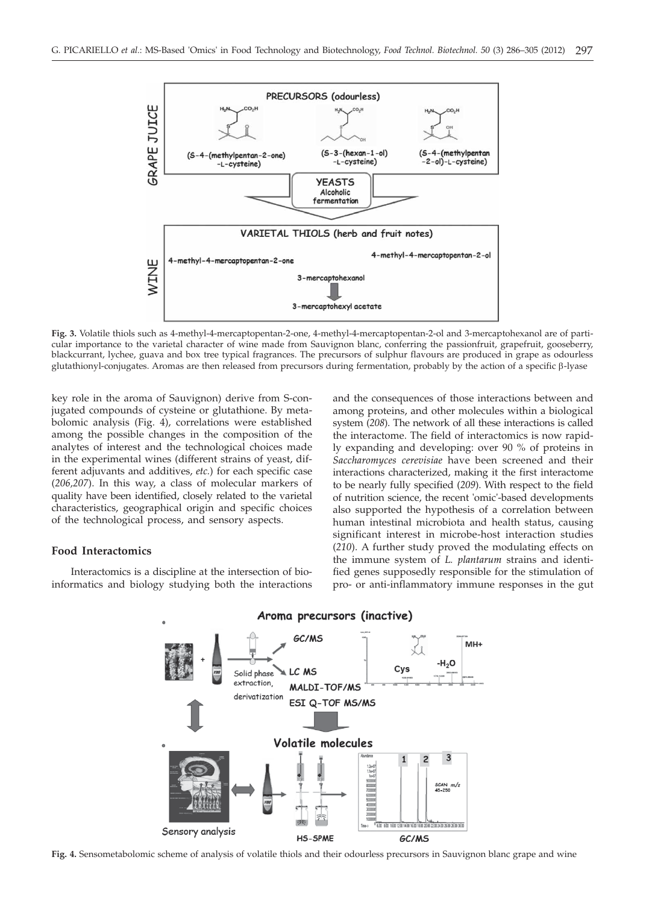**Fig. 3.** Volatile thiols such as 4-methyl-4-mercaptopentan-2-one, 4-methyl-4-mercaptopentan-2-ol and 3-mercaptohexanol are of particular importance to the varietal character of wine made from Sauvignon blanc, conferring the passionfruit, grapefruit, gooseberry, blackcurrant, lychee, guava and box tree typical fragrances. The precursors of sulphur flavours are produced in grape as odourless glutathionyl-conjugates. Aromas are then released from precursors during fermentation, probably by the action of a specific β-lyase

key role in the aroma of Sauvignon) derive from S-conjugated compounds of cysteine or glutathione. By metabolomic analysis (Fig. 4), correlations were established among the possible changes in the composition of the analytes of interest and the technological choices made in the experimental wines (different strains of yeast, different adjuvants and additives, *etc.*) for each specific case (*206,207*). In this way, a class of molecular markers of quality have been identified, closely related to the varietal characteristics, geographical origin and specific choices of the technological process, and sensory aspects.

## Food Interactomics

Interactomics is a discipline at the intersection of bioinformatics and biology studying both the interactions and the consequences of those interactions between and among proteins, and other molecules within a biological system (*208*). The network of all these interactions is called the interactome. The field of interactomics is now rapidly expanding and developing: over 90 % of proteins in *Saccharomyces cerevisiae* have been screened and their interactions characterized, making it the first interactome to be nearly fully specified (*209*). With respect to the field of nutrition science, the recent 'omic'-based developments also supported the hypothesis of a correlation between human intestinal microbiota and health status, causing significant interest in microbe-host interaction studies (*210*). A further study proved the modulating effects on the immune system of *L. plantarum* strains and identified genes supposedly responsible for the stimulation of pro- or anti-inflammatory immune responses in the gut

**Fig. 4.** Sensometabolomic scheme of analysis of volatile thiols and their odourless precursors in Sauvignon blanc grape and wine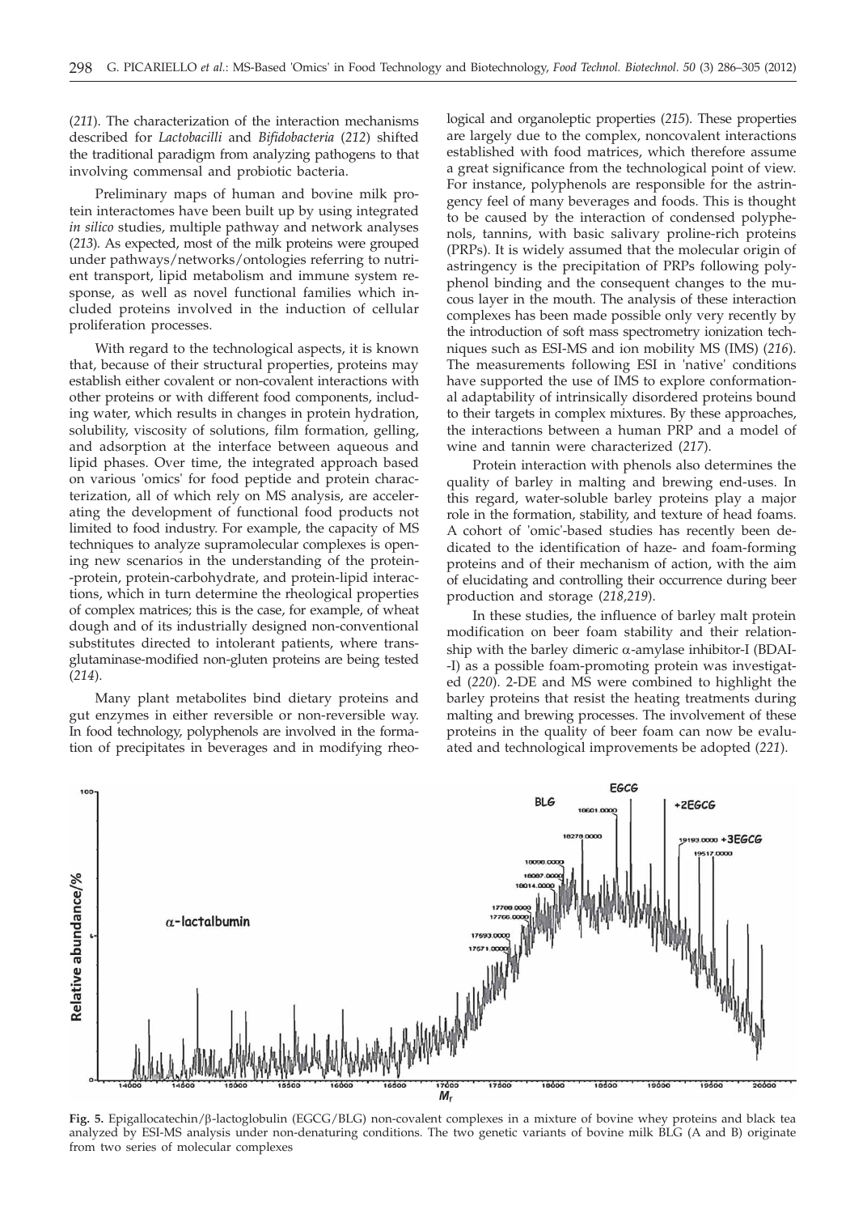(*211*). The characterization of the interaction mechanisms described for *Lactobacilli* and *Bifidobacteria* (*212*) shifted the traditional paradigm from analyzing pathogens to that involving commensal and probiotic bacteria.

Preliminary maps of human and bovine milk protein interactomes have been built up by using integrated *in silico* studies, multiple pathway and network analyses (*213*). As expected, most of the milk proteins were grouped under pathways/networks/ontologies referring to nutrient transport, lipid metabolism and immune system response, as well as novel functional families which included proteins involved in the induction of cellular proliferation processes.

With regard to the technological aspects, it is known that, because of their structural properties, proteins may establish either covalent or non-covalent interactions with other proteins or with different food components, including water, which results in changes in protein hydration, solubility, viscosity of solutions, film formation, gelling, and adsorption at the interface between aqueous and lipid phases. Over time, the integrated approach based on various 'omics' for food peptide and protein characterization, all of which rely on MS analysis, are accelerating the development of functional food products not limited to food industry. For example, the capacity of MS techniques to analyze supramolecular complexes is opening new scenarios in the understanding of the protein-protein, protein-carbohydrate, and protein-lipid interactions, which in turn determine the rheological properties of complex matrices; this is the case, for example, of wheat dough and of its industrially designed non-conventional substitutes directed to intolerant patients, where transglutaminase-modified non-gluten proteins are being tested (*214*).

Many plant metabolites bind dietary proteins and gut enzymes in either reversible or non-reversible way. In food technology, polyphenols are involved in the formation of precipitates in beverages and in modifying rheological and organoleptic properties (*215*). These properties are largely due to the complex, noncovalent interactions established with food matrices, which therefore assume a great significance from the technological point of view. For instance, polyphenols are responsible for the astringency feel of many beverages and foods. This is thought to be caused by the interaction of condensed polyphenols, tannins, with basic salivary proline-rich proteins (PRPs). It is widely assumed that the molecular origin of astringency is the precipitation of PRPs following polyphenol binding and the consequent changes to the mucous layer in the mouth. The analysis of these interaction complexes has been made possible only very recently by the introduction of soft mass spectrometry ionization techniques such as ESI-MS and ion mobility MS (IMS) (*216*). The measurements following ESI in 'native' conditions have supported the use of IMS to explore conformational adaptability of intrinsically disordered proteins bound to their targets in complex mixtures. By these approaches, the interactions between a human PRP and a model of wine and tannin were characterized (*217*).

Protein interaction with phenols also determines the quality of barley in malting and brewing end-uses. In this regard, water-soluble barley proteins play a major role in the formation, stability, and texture of head foams. A cohort of 'omic'-based studies has recently been dedicated to the identification of haze- and foam-forming proteins and of their mechanism of action, with the aim of elucidating and controlling their occurrence during beer production and storage (*218*,*219*).

In these studies, the influence of barley malt protein modification on beer foam stability and their relationship with the barley dimeric α-amylase inhibitor-I (BDAI-I) as a possible foam-promoting protein was investigated (*220*). 2-DE and MS were combined to highlight the barley proteins that resist the heating treatments during malting and brewing processes. The involvement of these proteins in the quality of beer foam can now be evaluated and technological improvements be adopted (*221*).

**Fig. 5.** Epigallocatechin/β-lactoglobulin (EGCG/BLG) non-covalent complexes in a mixture of bovine whey proteins and black tea analyzed by ESI-MS analysis under non-denaturing conditions. The two genetic variants of bovine milk BLG (A and B) originate from two series of molecular complexes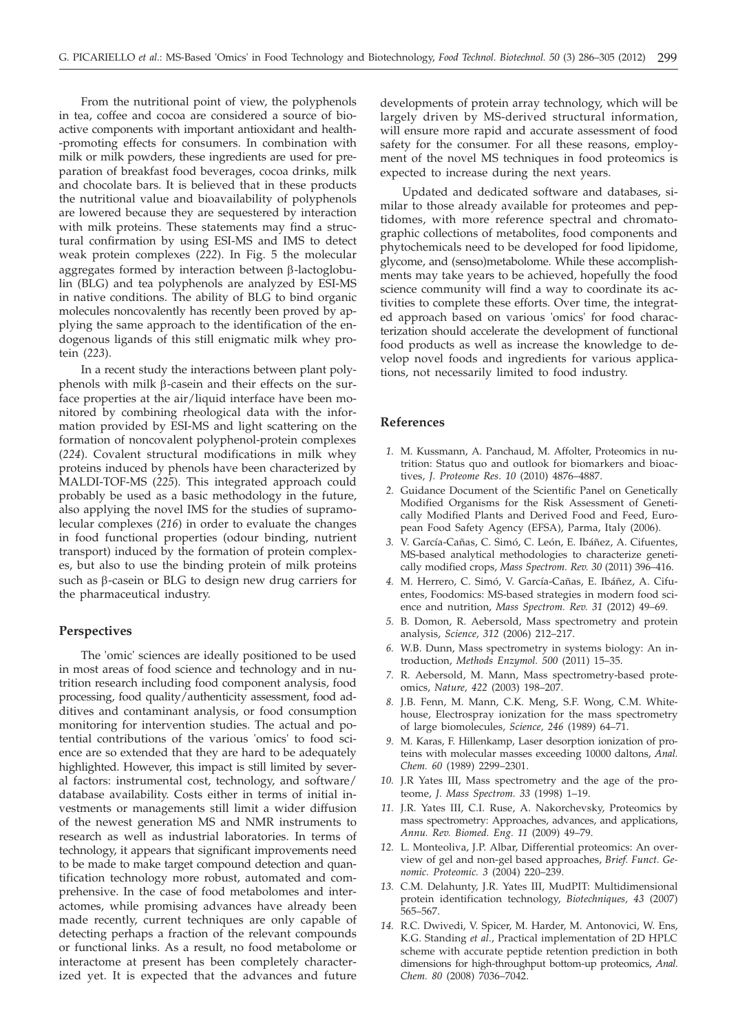From the nutritional point of view, the polyphenols in tea, coffee and cocoa are considered a source of bioactive components with important antioxidant and health-promoting effects for consumers. In combination with milk or milk powders, these ingredients are used for preparation of breakfast food beverages, cocoa drinks, milk and chocolate bars. It is believed that in these products the nutritional value and bioavailability of polyphenols are lowered because they are sequestered by interaction with milk proteins. These statements may find a structural confirmation by using ESI-MS and IMS to detect weak protein complexes (*222*). In Fig. 5 the molecular aggregates formed by interaction between β-lactoglobulin (BLG) and tea polyphenols are analyzed by ESI-MS in native conditions. The ability of BLG to bind organic molecules noncovalently has recently been proved by applying the same approach to the identification of the endogenous ligands of this still enigmatic milk whey protein (*223*).

In a recent study the interactions between plant polyphenols with milk β-casein and their effects on the surface properties at the air/liquid interface have been monitored by combining rheological data with the information provided by ESI-MS and light scattering on the formation of noncovalent polyphenol-protein complexes (*224*). Covalent structural modifications in milk whey proteins induced by phenols have been characterized by MALDI-TOF-MS (*225*). This integrated approach could probably be used as a basic methodology in the future, also applying the novel IMS for the studies of supramolecular complexes (*216*) in order to evaluate the changes in food functional properties (odour binding, nutrient transport) induced by the formation of protein complexes, but also to use the binding protein of milk proteins such as β-casein or BLG to design new drug carriers for the pharmaceutical industry.

## Perspectives

The 'omic' sciences are ideally positioned to be used in most areas of food science and technology and in nutrition research including food component analysis, food processing, food quality/authenticity assessment, food additives and contaminant analysis, or food consumption monitoring for intervention studies. The actual and potential contributions of the various 'omics' to food science are so extended that they are hard to be adequately highlighted. However, this impact is still limited by several factors: instrumental cost, technology, and software/database availability. Costs either in terms of initial investments or managements still limit a wider diffusion of the newest generation MS and NMR instruments to research as well as industrial laboratories. In terms of technology, it appears that significant improvements need to be made to make target compound detection and quantification technology more robust, automated and comprehensive. In the case of food metabolomes and interactomes, while promising advances have already been made recently, current techniques are only capable of detecting perhaps a fraction of the relevant compounds or functional links. As a result, no food metabolome or interactome at present has been completely characterized yet. It is expected that the advances and future developments of protein array technology, which will be largely driven by MS-derived structural information, will ensure more rapid and accurate assessment of food safety for the consumer. For all these reasons, employment of the novel MS techniques in food proteomics is expected to increase during the next years.

Updated and dedicated software and databases, similar to those already available for proteomes and peptidomes, with more reference spectral and chromatographic collections of metabolites, food components and phytochemicals need to be developed for food lipidome, glycome, and (senso)metabolome. While these accomplishments may take years to be achieved, hopefully the food science community will find a way to coordinate its activities to complete these efforts. Over time, the integrated approach based on various 'omics' for food characterization should accelerate the development of functional food products as well as increase the knowledge to develop novel foods and ingredients for various applications, not necessarily limited to food industry.

## References

1. M. Kussmann, A. Panchaud, M. Affolter, Proteomics in nutrition: Status quo and outlook for biomarkers and bioactives, *J. Proteome Res. 10* (2010) 4876–4887.
2. Guidance Document of the Scientific Panel on Genetically Modified Organisms for the Risk Assessment of Genetically Modified Plants and Derived Food and Feed, European Food Safety Agency (EFSA), Parma, Italy (2006).
3. V. García-Cañas, C. Simó, C. León, E. Ibáñez, A. Cifuentes, MS-based analytical methodologies to characterize genetically modified crops, *Mass Spectrom. Rev. 30* (2011) 396–416.
4. M. Herrero, C. Simó, V. García-Cañas, E. Ibáñez, A. Cifuentes, Foodomics: MS-based strategies in modern food science and nutrition, *Mass Spectrom. Rev. 31* (2012) 49–69.
5. B. Domon, R. Aebersold, Mass spectrometry and protein analysis, *Science, 312* (2006) 212–217.
6. W.B. Dunn, Mass spectrometry in systems biology: An introduction, *Methods Enzymol. 500* (2011) 15–35.
7. R. Aebersold, M. Mann, Mass spectrometry-based proteomics, *Nature, 422* (2003) 198–207.
8. J.B. Fenn, M. Mann, C.K. Meng, S.F. Wong, C.M. Whitehouse, Electrospray ionization for the mass spectrometry of large biomolecules, *Science, 246* (1989) 64–71.
9. M. Karas, F. Hillenkamp, Laser desorption ionization of proteins with molecular masses exceeding 10000 daltons, *Anal. Chem. 60* (1989) 2299–2301.
10. J.R Yates III, Mass spectrometry and the age of the proteome, *J. Mass Spectrom. 33* (1998) 1–19.
11. J.R. Yates III, C.I. Ruse, A. Nakorchevsky, Proteomics by mass spectrometry: Approaches, advances, and applications, *Annu. Rev. Biomed. Eng. 11* (2009) 49–79.
12. L. Monteoliva, J.P. Albar, Differential proteomics: An overview of gel and non-gel based approaches, *Brief. Funct. Genomic. Proteomic. 3* (2004) 220–239.
13. C.M. Delahunty, J.R. Yates III, MudPIT: Multidimensional protein identification technology, *Biotechniques, 43* (2007) 565–567.
14. R.C. Dwivedi, V. Spicer, M. Harder, M. Antonovici, W. Ens, K.G. Standing *et al.*, Practical implementation of 2D HPLC scheme with accurate peptide retention prediction in both dimensions for high-throughput bottom-up proteomics, *Anal. Chem. 80* (2008) 7036–7042.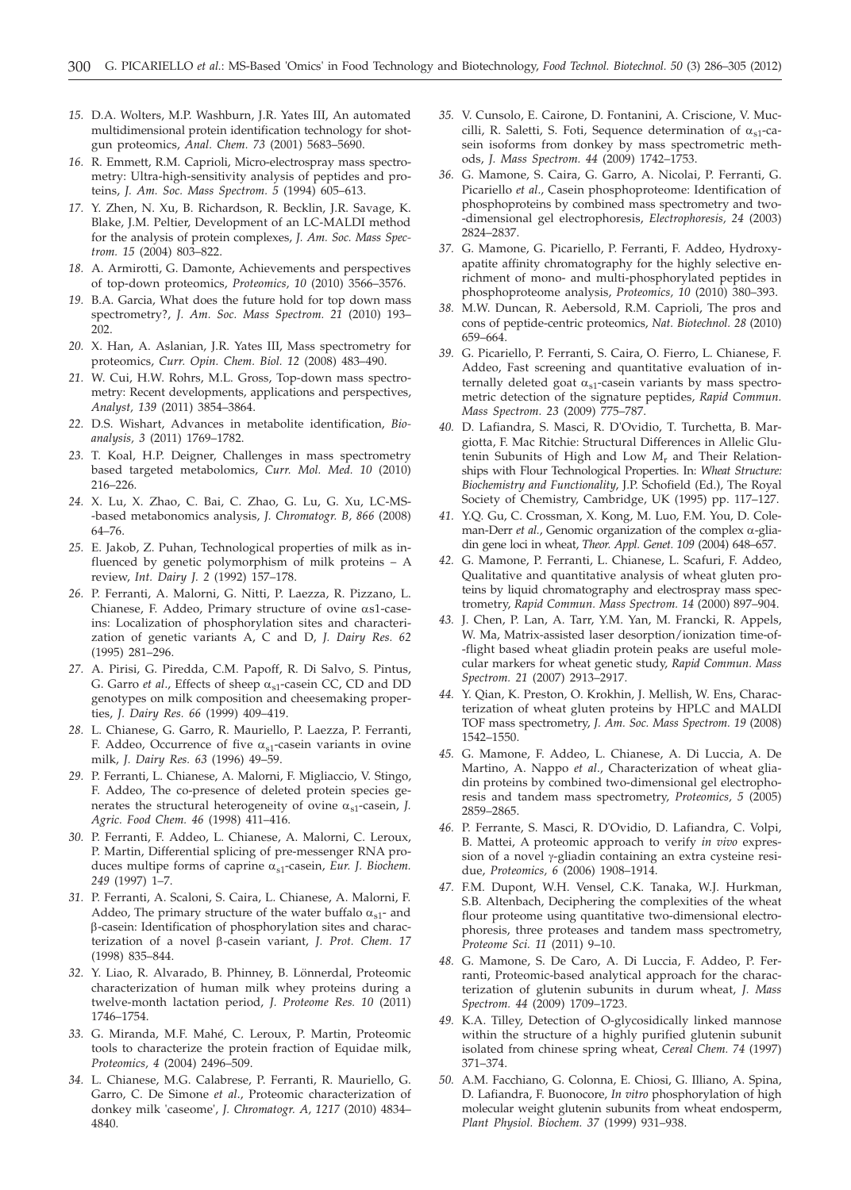15. D.A. Wolters, M.P. Washburn, J.R. Yates III, An automated multidimensional protein identification technology for shotgun proteomics, *Anal. Chem. 73* (2001) 5683–5690.

16. R. Emmett, R.M. Caprioli, Micro-electrospray mass spectrometry: Ultra-high-sensitivity analysis of peptides and proteins, *J. Am. Soc. Mass Spectrom. 5* (1994) 605–613.

17. Y. Zhen, N. Xu, B. Richardson, R. Becklin, J.R. Savage, K. Blake, J.M. Peltier, Development of an LC-MALDI method for the analysis of protein complexes, *J. Am. Soc. Mass Spectrom. 15* (2004) 803–822.

18. A. Armirotti, G. Damonte, Achievements and perspectives of top-down proteomics, *Proteomics, 10* (2010) 3566–3576.

19. B.A. Garcia, What does the future hold for top down mass spectrometry?, *J. Am. Soc. Mass Spectrom. 21* (2010) 193–202.

20. X. Han, A. Aslanian, J.R. Yates III, Mass spectrometry for proteomics, *Curr. Opin. Chem. Biol. 12* (2008) 483–490.

21. W. Cui, H.W. Rohrs, M.L. Gross, Top-down mass spectrometry: Recent developments, applications and perspectives, *Analyst, 139* (2011) 3854–3864.

22. D.S. Wishart, Advances in metabolite identification, *Bioanalysis, 3* (2011) 1769–1782.

23. T. Koal, H.P. Deigner, Challenges in mass spectrometry based targeted metabolomics, *Curr. Mol. Med. 10* (2010) 216–226.

24. X. Lu, X. Zhao, C. Bai, C. Zhao, G. Lu, G. Xu, LC-MS-based metabonomics analysis, *J. Chromatogr. B, 866* (2008) 64–76.

25. E. Jakob, Z. Puhan, Technological properties of milk as influenced by genetic polymorphism of milk proteins – A review, *Int. Dairy J. 2* (1992) 157–178.

26. P. Ferranti, A. Malorni, G. Nitti, P. Laezza, R. Pizzano, L. Chianese, F. Addeo, Primary structure of ovine αs1-caseins: Localization of phosphorylation sites and characterization of genetic variants A, C and D, *J. Dairy Res. 62* (1995) 281–296.

27. A. Pirisi, G. Piredda, C.M. Papoff, R. Di Salvo, S. Pintus, G. Garro *et al.*, Effects of sheep $\alpha_{s1}$-casein CC, CD and DD genotypes on milk composition and cheesemaking properties, *J. Dairy Res. 66* (1999) 409–419.

28. L. Chianese, G. Garro, R. Mauriello, P. Laezza, P. Ferranti, F. Addeo, Occurrence of five $\alpha_{s1}$-casein variants in ovine milk, *J. Dairy Res. 63* (1996) 49–59.

29. P. Ferranti, L. Chianese, A. Malorni, F. Migliaccio, V. Stingo, F. Addeo, The co-presence of deleted protein species generates the structural heterogeneity of ovine $\alpha_{s1}$-casein, *J. Agric. Food Chem. 46* (1998) 411–416.

30. P. Ferranti, F. Addeo, L. Chianese, A. Malorni, C. Leroux, P. Martin, Differential splicing of pre-messenger RNA produces multipe forms of caprine $\alpha_{s1}$-casein, *Eur. J. Biochem. 249* (1997) 1–7.

31. P. Ferranti, A. Scaloni, S. Caira, L. Chianese, A. Malorni, F. Addeo, The primary structure of the water buffalo $\alpha_{s1}$- and β-casein: Identification of phosphorylation sites and characterization of a novel β-casein variant, *J. Prot. Chem. 17* (1998) 835–844.

32. Y. Liao, R. Alvarado, B. Phinney, B. Lönnerdal, Proteomic characterization of human milk whey proteins during a twelve-month lactation period, *J. Proteome Res. 10* (2011) 1746–1754.

33. G. Miranda, M.F. Mahé, C. Leroux, P. Martin, Proteomic tools to characterize the protein fraction of Equidae milk, *Proteomics, 4* (2004) 2496–509.

34. L. Chianese, M.G. Calabrese, P. Ferranti, R. Mauriello, G. Garro, C. De Simone *et al.*, Proteomic characterization of donkey milk 'caseome', *J. Chromatogr. A, 1217* (2010) 4834–4840.

35. V. Cunsolo, E. Cairone, D. Fontanini, A. Criscione, V. Muccilli, R. Saletti, S. Foti, Sequence determination of $\alpha_{s1}$-casein isoforms from donkey by mass spectrometric methods, *J. Mass Spectrom. 44* (2009) 1742–1753.

36. G. Mamone, S. Caira, G. Garro, A. Nicolai, P. Ferranti, G. Picariello *et al.*, Casein phosphoproteome: Identification of phosphoproteins by combined mass spectrometry and two-dimensional gel electrophoresis, *Electrophoresis, 24* (2003) 2824–2837.

37. G. Mamone, G. Picariello, P. Ferranti, F. Addeo, Hydroxyapatite affinity chromatography for the highly selective enrichment of mono- and multi-phosphorylated peptides in phosphoproteome analysis, *Proteomics, 10* (2010) 380–393.

38. M.W. Duncan, R. Aebersold, R.M. Caprioli, The pros and cons of peptide-centric proteomics, *Nat. Biotechnol. 28* (2010) 659–664.

39. G. Picariello, P. Ferranti, S. Caira, O. Fierro, L. Chianese, F. Addeo, Fast screening and quantitative evaluation of internally deleted goat $\alpha_{s1}$-casein variants by mass spectrometric detection of the signature peptides, *Rapid Commun. Mass Spectrom. 23* (2009) 775–787.

40. D. Lafiandra, S. Masci, R. D'Ovidio, T. Turchetta, B. Margiotta, F. Mac Ritchie: Structural Differences in Allelic Glutenin Subunits of High and Low $M_r$ and Their Relationships with Flour Technological Properties. In: *Wheat Structure: Biochemistry and Functionality*, J.P. Schofield (Ed.), The Royal Society of Chemistry, Cambridge, UK (1995) pp. 117–127.

41. Y.Q. Gu, C. Crossman, X. Kong, M. Luo, F.M. You, D. Coleman-Derr *et al.*, Genomic organization of the complex α-gliadin gene loci in wheat, *Theor. Appl. Genet. 109* (2004) 648–657.

42. G. Mamone, P. Ferranti, L. Chianese, L. Scafuri, F. Addeo, Qualitative and quantitative analysis of wheat gluten proteins by liquid chromatography and electrospray mass spectrometry, *Rapid Commun. Mass Spectrom. 14* (2000) 897–904.

43. J. Chen, P. Lan, A. Tarr, Y.M. Yan, M. Francki, R. Appels, W. Ma, Matrix-assisted laser desorption/ionization time-of-flight based wheat gliadin protein peaks are useful molecular markers for wheat genetic study, *Rapid Commun. Mass Spectrom. 21* (2007) 2913–2917.

44. Y. Qian, K. Preston, O. Krokhin, J. Mellish, W. Ens, Characterization of wheat gluten proteins by HPLC and MALDI TOF mass spectrometry, *J. Am. Soc. Mass Spectrom. 19* (2008) 1542–1550.

45. G. Mamone, F. Addeo, L. Chianese, A. Di Luccia, A. De Martino, A. Nappo *et al.*, Characterization of wheat gliadin proteins by combined two-dimensional gel electrophoresis and tandem mass spectrometry, *Proteomics, 5* (2005) 2859–2865.

46. P. Ferrante, S. Masci, R. D'Ovidio, D. Lafiandra, C. Volpi, B. Mattei, A proteomic approach to verify *in vivo* expression of a novel γ-gliadin containing an extra cysteine residue, *Proteomics, 6* (2006) 1908–1914.

47. F.M. Dupont, W.H. Vensel, C.K. Tanaka, W.J. Hurkman, S.B. Altenbach, Deciphering the complexities of the wheat flour proteome using quantitative two-dimensional electrophoresis, three proteases and tandem mass spectrometry, *Proteome Sci. 11* (2011) 9–10.

48. G. Mamone, S. De Caro, A. Di Luccia, F. Addeo, P. Ferranti, Proteomic-based analytical approach for the characterization of glutenin subunits in durum wheat, *J. Mass Spectrom. 44* (2009) 1709–1723.

49. K.A. Tilley, Detection of O-glycosidically linked mannose within the structure of a highly purified glutenin subunit isolated from chinese spring wheat, *Cereal Chem. 74* (1997) 371–374.

50. A.M. Facchiano, G. Colonna, E. Chiosi, G. Illiano, A. Spina, D. Lafiandra, F. Buonocore, *In vitro* phosphorylation of high molecular weight glutenin subunits from wheat endosperm, *Plant Physiol. Biochem. 37* (1999) 931–938.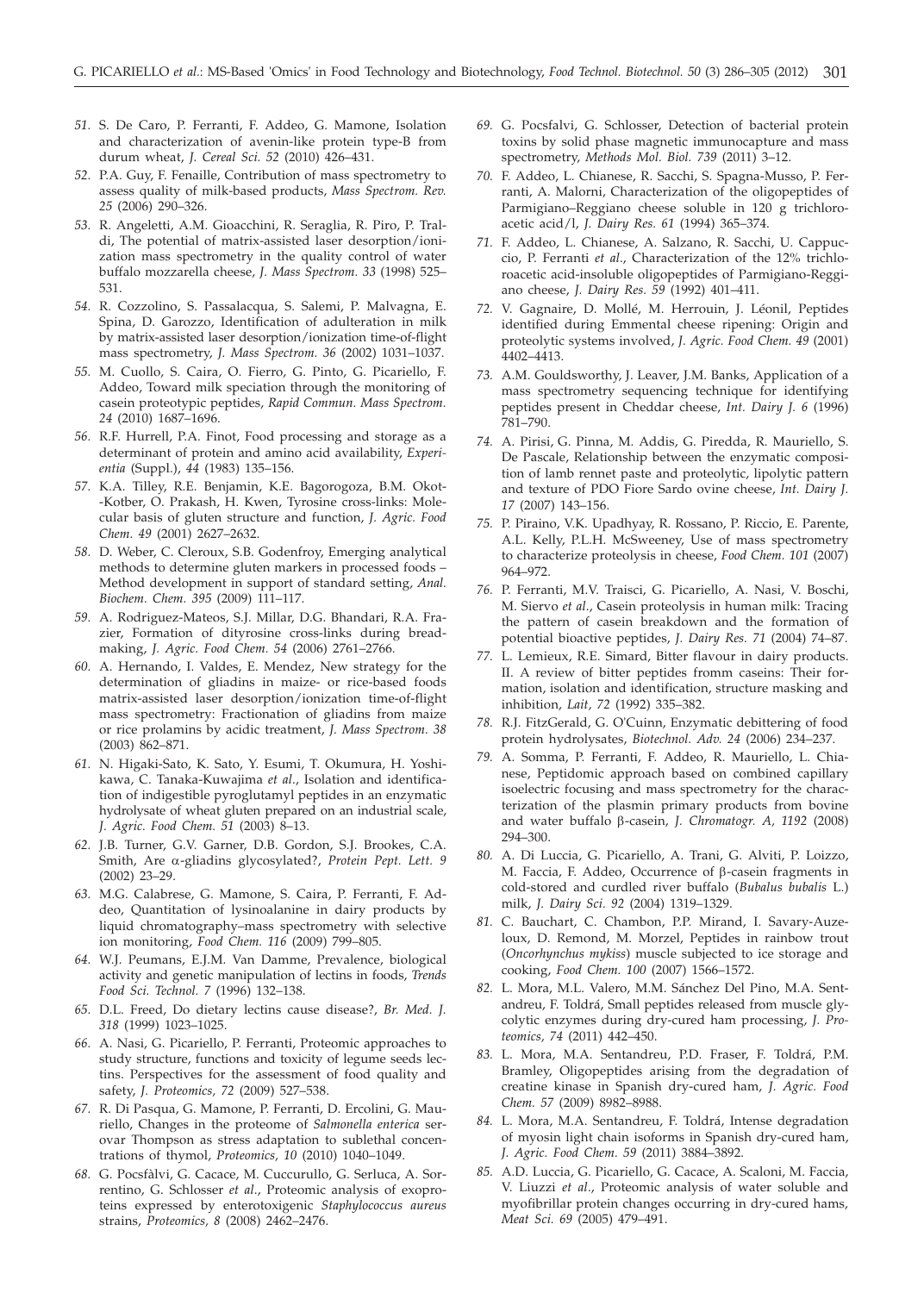51. S. De Caro, P. Ferranti, F. Addeo, G. Mamone, Isolation and characterization of avenin-like protein type-B from durum wheat, *J. Cereal Sci. 52* (2010) 426–431.

52. P.A. Guy, F. Fenaille, Contribution of mass spectrometry to assess quality of milk-based products, *Mass Spectrom. Rev. 25* (2006) 290–326.

53. R. Angeletti, A.M. Gioacchini, R. Seraglia, R. Piro, P. Traldi, The potential of matrix-assisted laser desorption/ionization mass spectrometry in the quality control of water buffalo mozzarella cheese, *J. Mass Spectrom. 33* (1998) 525–531.

54. R. Cozzolino, S. Passalacqua, S. Salemi, P. Malvagna, E. Spina, D. Garozzo, Identification of adulteration in milk by matrix-assisted laser desorption/ionization time-of-flight mass spectrometry, *J. Mass Spectrom. 36* (2002) 1031–1037.

55. M. Cuollo, S. Caira, O. Fierro, G. Pinto, G. Picariello, F. Addeo, Toward milk speciation through the monitoring of casein proteotypic peptides, *Rapid Commun. Mass Spectrom. 24* (2010) 1687–1696.

56. R.F. Hurrell, P.A. Finot, Food processing and storage as a determinant of protein and amino acid availability, *Experientia* (Suppl.), *44* (1983) 135–156.

57. K.A. Tilley, R.E. Benjamin, K.E. Bagorogoza, B.M. Okot-Kotber, O. Prakash, H. Kwen, Tyrosine cross-links: Molecular basis of gluten structure and function, *J. Agric. Food Chem. 49* (2001) 2627–2632.

58. D. Weber, C. Cleroux, S.B. Godenfroy, Emerging analytical methods to determine gluten markers in processed foods – Method development in support of standard setting, *Anal. Biochem. Chem. 395* (2009) 111–117.

59. A. Rodriguez-Mateos, S.J. Millar, D.G. Bhandari, R.A. Frazier, Formation of dityrosine cross-links during breadmaking, *J. Agric. Food Chem. 54* (2006) 2761–2766.

60. A. Hernando, I. Valdes, E. Mendez, New strategy for the determination of gliadins in maize- or rice-based foods matrix-assisted laser desorption/ionization time-of-flight mass spectrometry: Fractionation of gliadins from maize or rice prolamins by acidic treatment, *J. Mass Spectrom. 38* (2003) 862–871.

61. N. Higaki-Sato, K. Sato, Y. Esumi, T. Okumura, H. Yoshikawa, C. Tanaka-Kuwajima *et al.*, Isolation and identification of indigestible pyroglutamyl peptides in an enzymatic hydrolysate of wheat gluten prepared on an industrial scale, *J. Agric. Food Chem. 51* (2003) 8–13.

62. J.B. Turner, G.V. Garner, D.B. Gordon, S.J. Brookes, C.A. Smith, Are α-gliadins glycosylated?, *Protein Pept. Lett. 9* (2002) 23–29.

63. M.G. Calabrese, G. Mamone, S. Caira, P. Ferranti, F. Addeo, Quantitation of lysinoalanine in dairy products by liquid chromatography–mass spectrometry with selective ion monitoring, *Food Chem. 116* (2009) 799–805.

64. W.J. Peumans, E.J.M. Van Damme, Prevalence, biological activity and genetic manipulation of lectins in foods, *Trends Food Sci. Technol. 7* (1996) 132–138.

65. D.L. Freed, Do dietary lectins cause disease?, *Br. Med. J. 318* (1999) 1023–1025.

66. A. Nasi, G. Picariello, P. Ferranti, Proteomic approaches to study structure, functions and toxicity of legume seeds lectins. Perspectives for the assessment of food quality and safety, *J. Proteomics, 72* (2009) 527–538.

67. R. Di Pasqua, G. Mamone, P. Ferranti, D. Ercolini, G. Mauriello, Changes in the proteome of *Salmonella enterica* serovar Thompson as stress adaptation to sublethal concentrations of thymol, *Proteomics, 10* (2010) 1040–1049.

68. G. Pocsfàlvi, G. Cacace, M. Cuccurullo, G. Serluca, A. Sorrentino, G. Schlosser *et al.*, Proteomic analysis of exoproteins expressed by enterotoxigenic *Staphylococcus aureus* strains, *Proteomics, 8* (2008) 2462–2476.

69. G. Pocsfalvi, G. Schlosser, Detection of bacterial protein toxins by solid phase magnetic immunocapture and mass spectrometry, *Methods Mol. Biol. 739* (2011) 3–12.

70. F. Addeo, L. Chianese, R. Sacchi, S. Spagna-Musso, P. Ferranti, A. Malorni, Characterization of the oligopeptides of Parmigiano–Reggiano cheese soluble in 120 g trichloroacetic acid/l, *J. Dairy Res. 61* (1994) 365–374.

71. F. Addeo, L. Chianese, A. Salzano, R. Sacchi, U. Cappuccio, P. Ferranti *et al.*, Characterization of the 12% trichloroacetic acid-insoluble oligopeptides of Parmigiano-Reggiano cheese, *J. Dairy Res. 59* (1992) 401–411.

72. V. Gagnaire, D. Mollé, M. Herrouin, J. Léonil, Peptides identified during Emmental cheese ripening: Origin and proteolytic systems involved, *J. Agric. Food Chem. 49* (2001) 4402–4413.

73. A.M. Gouldsworthy, J. Leaver, J.M. Banks, Application of a mass spectrometry sequencing technique for identifying peptides present in Cheddar cheese, *Int. Dairy J. 6* (1996) 781–790.

74. A. Pirisi, G. Pinna, M. Addis, G. Piredda, R. Mauriello, S. De Pascale, Relationship between the enzymatic composition of lamb rennet paste and proteolytic, lipolytic pattern and texture of PDO Fiore Sardo ovine cheese, *Int. Dairy J. 17* (2007) 143–156.

75. P. Piraino, V.K. Upadhyay, R. Rossano, P. Riccio, E. Parente, A.L. Kelly, P.L.H. McSweeney, Use of mass spectrometry to characterize proteolysis in cheese, *Food Chem. 101* (2007) 964–972.

76. P. Ferranti, M.V. Traisci, G. Picariello, A. Nasi, V. Boschi, M. Siervo *et al.*, Casein proteolysis in human milk: Tracing the pattern of casein breakdown and the formation of potential bioactive peptides, *J. Dairy Res. 71* (2004) 74–87.

77. L. Lemieux, R.E. Simard, Bitter flavour in dairy products. II. A review of bitter peptides fromm caseins: Their formation, isolation and identification, structure masking and inhibition, *Lait, 72* (1992) 335–382.

78. R.J. FitzGerald, G. O'Cuinn, Enzymatic debittering of food protein hydrolysates, *Biotechnol. Adv. 24* (2006) 234–237.

79. A. Somma, P. Ferranti, F. Addeo, R. Mauriello, L. Chianese, Peptidomic approach based on combined capillary isoelectric focusing and mass spectrometry for the characterization of the plasmin primary products from bovine and water buffalo β-casein, *J. Chromatogr. A, 1192* (2008) 294–300.

80. A. Di Luccia, G. Picariello, A. Trani, G. Alviti, P. Loizzo, M. Faccia, F. Addeo, Occurrence of β-casein fragments in cold-stored and curdled river buffalo (*Bubalus bubalis* L.) milk, *J. Dairy Sci. 92* (2004) 1319–1329.

81. C. Bauchart, C. Chambon, P.P. Mirand, I. Savary-Auzeloux, D. Remond, M. Morzel, Peptides in rainbow trout (*Oncorhynchus mykiss*) muscle subjected to ice storage and cooking, *Food Chem. 100* (2007) 1566–1572.

82. L. Mora, M.L. Valero, M.M. Sánchez Del Pino, M.A. Sentandreu, F. Toldrá, Small peptides released from muscle glycolytic enzymes during dry-cured ham processing, *J. Proteomics, 74* (2011) 442–450.

83. L. Mora, M.A. Sentandreu, P.D. Fraser, F. Toldrá, P.M. Bramley, Oligopeptides arising from the degradation of creatine kinase in Spanish dry-cured ham, *J. Agric. Food Chem. 57* (2009) 8982–8988.

84. L. Mora, M.A. Sentandreu, F. Toldrá, Intense degradation of myosin light chain isoforms in Spanish dry-cured ham, *J. Agric. Food Chem. 59* (2011) 3884–3892.

85. A.D. Luccia, G. Picariello, G. Cacace, A. Scaloni, M. Faccia, V. Liuzzi *et al.*, Proteomic analysis of water soluble and myofibrillar protein changes occurring in dry-cured hams, *Meat Sci. 69* (2005) 479–491.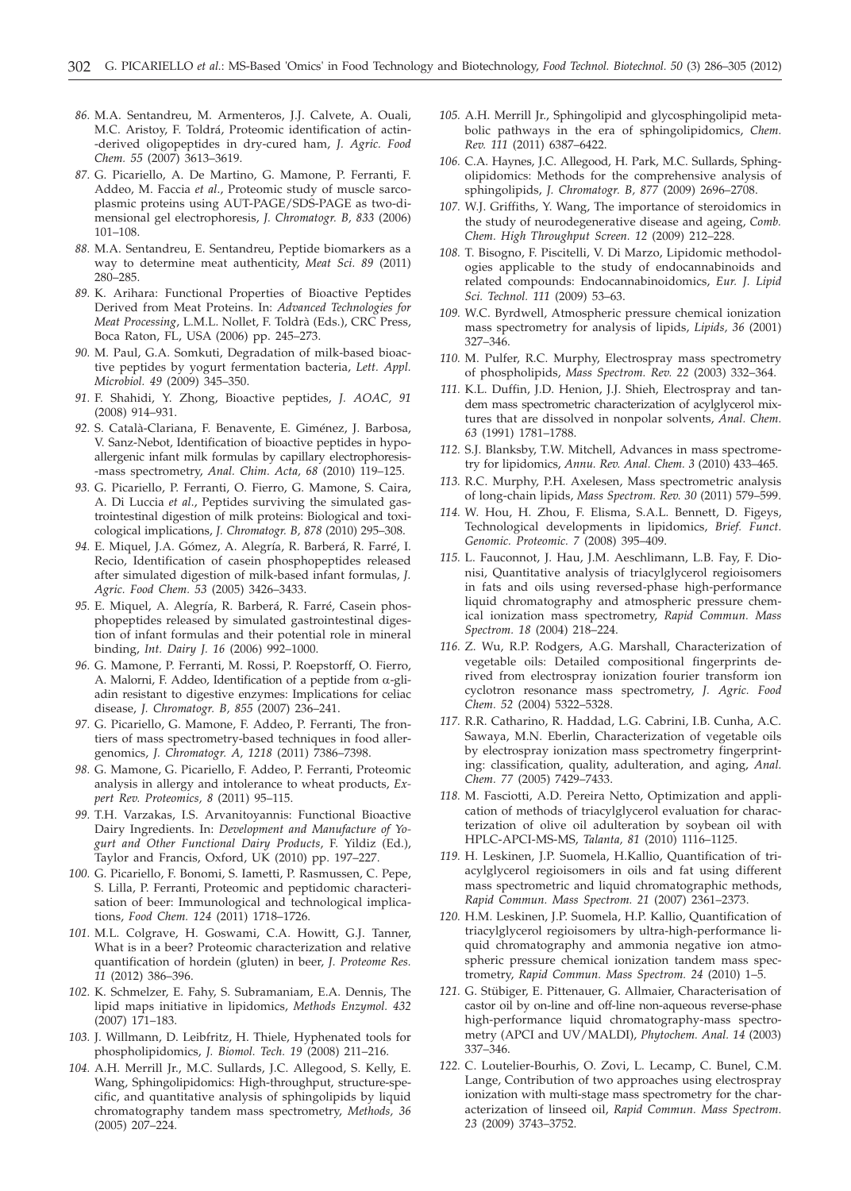*86.* M.A. Sentandreu, M. Armenteros, J.J. Calvete, A. Ouali, M.C. Aristoy, F. Toldrá, Proteomic identification of actin-derived oligopeptides in dry-cured ham, *J. Agric. Food Chem. 55* (2007) 3613–3619.

*87.* G. Picariello, A. De Martino, G. Mamone, P. Ferranti, F. Addeo, M. Faccia *et al.*, Proteomic study of muscle sarcoplasmic proteins using AUT-PAGE/SDS-PAGE as two-dimensional gel electrophoresis, *J. Chromatogr. B, 833* (2006) 101–108.

*88.* M.A. Sentandreu, E. Sentandreu, Peptide biomarkers as a way to determine meat authenticity, *Meat Sci. 89* (2011) 280–285.

*89.* K. Arihara: Functional Properties of Bioactive Peptides Derived from Meat Proteins. In: *Advanced Technologies for Meat Processing*, L.M.L. Nollet, F. Toldrà (Eds.), CRC Press, Boca Raton, FL, USA (2006) pp. 245–273.

*90.* M. Paul, G.A. Somkuti, Degradation of milk-based bioactive peptides by yogurt fermentation bacteria, *Lett. Appl. Microbiol. 49* (2009) 345–350.

*91.* F. Shahidi, Y. Zhong, Bioactive peptides, *J. AOAC, 91* (2008) 914–931.

*92.* S. Català-Clariana, F. Benavente, E. Giménez, J. Barbosa, V. Sanz-Nebot, Identification of bioactive peptides in hypoallergenic infant milk formulas by capillary electrophoresis-mass spectrometry, *Anal. Chim. Acta, 68* (2010) 119–125.

*93.* G. Picariello, P. Ferranti, O. Fierro, G. Mamone, S. Caira, A. Di Luccia *et al.*, Peptides surviving the simulated gastrointestinal digestion of milk proteins: Biological and toxicological implications, *J. Chromatogr. B, 878* (2010) 295–308.

*94.* E. Miquel, J.A. Gómez, A. Alegría, R. Barberá, R. Farré, I. Recio, Identification of casein phosphopeptides released after simulated digestion of milk-based infant formulas, *J. Agric. Food Chem. 53* (2005) 3426–3433.

*95.* E. Miquel, A. Alegría, R. Barberá, R. Farré, Casein phosphopeptides released by simulated gastrointestinal digestion of infant formulas and their potential role in mineral binding, *Int. Dairy J. 16* (2006) 992–1000.

*96.* G. Mamone, P. Ferranti, M. Rossi, P. Roepstorff, O. Fierro, A. Malorni, F. Addeo, Identification of a peptide from α-gliadin resistant to digestive enzymes: Implications for celiac disease, *J. Chromatogr. B, 855* (2007) 236–241.

*97.* G. Picariello, G. Mamone, F. Addeo, P. Ferranti, The frontiers of mass spectrometry-based techniques in food allergenomics, *J. Chromatogr. A, 1218* (2011) 7386–7398.

*98.* G. Mamone, G. Picariello, F. Addeo, P. Ferranti, Proteomic analysis in allergy and intolerance to wheat products, *Expert Rev. Proteomics, 8* (2011) 95–115.

*99.* T.H. Varzakas, I.S. Arvanitoyannis: Functional Bioactive Dairy Ingredients. In: *Development and Manufacture of Yogurt and Other Functional Dairy Products*, F. Yildiz (Ed.), Taylor and Francis, Oxford, UK (2010) pp. 197–227.

*100.* G. Picariello, F. Bonomi, S. Iametti, P. Rasmussen, C. Pepe, S. Lilla, P. Ferranti, Proteomic and peptidomic characterisation of beer: Immunological and technological implications, *Food Chem. 124* (2011) 1718–1726.

*101.* M.L. Colgrave, H. Goswami, C.A. Howitt, G.J. Tanner, What is in a beer? Proteomic characterization and relative quantification of hordein (gluten) in beer, *J. Proteome Res. 11* (2012) 386–396.

*102.* K. Schmelzer, E. Fahy, S. Subramaniam, E.A. Dennis, The lipid maps initiative in lipidomics, *Methods Enzymol. 432* (2007) 171–183.

*103.* J. Willmann, D. Leibfritz, H. Thiele, Hyphenated tools for phospholipidomics, *J. Biomol. Tech. 19* (2008) 211–216.

*104.* A.H. Merrill Jr., M.C. Sullards, J.C. Allegood, S. Kelly, E. Wang, Sphingolipidomics: High-throughput, structure-specific, and quantitative analysis of sphingolipids by liquid chromatography tandem mass spectrometry, *Methods, 36* (2005) 207–224.

*105.* A.H. Merrill Jr., Sphingolipid and glycosphingolipid metabolic pathways in the era of sphingolipidomics, *Chem. Rev. 111* (2011) 6387–6422.

*106.* C.A. Haynes, J.C. Allegood, H. Park, M.C. Sullards, Sphingolipidomics: Methods for the comprehensive analysis of sphingolipids, *J. Chromatogr. B, 877* (2009) 2696–2708.

*107.* W.J. Griffiths, Y. Wang, The importance of steroidomics in the study of neurodegenerative disease and ageing, *Comb. Chem. High Throughput Screen. 12* (2009) 212–228.

*108.* T. Bisogno, F. Piscitelli, V. Di Marzo, Lipidomic methodologies applicable to the study of endocannabinoids and related compounds: Endocannabinoidomics, *Eur. J. Lipid Sci. Technol. 111* (2009) 53–63.

*109.* W.C. Byrdwell, Atmospheric pressure chemical ionization mass spectrometry for analysis of lipids, *Lipids, 36* (2001) 327–346.

*110.* M. Pulfer, R.C. Murphy, Electrospray mass spectrometry of phospholipids, *Mass Spectrom. Rev. 22* (2003) 332–364.

*111.* K.L. Duffin, J.D. Henion, J.J. Shieh, Electrospray and tandem mass spectrometric characterization of acylglycerol mixtures that are dissolved in nonpolar solvents, *Anal. Chem. 63* (1991) 1781–1788.

*112.* S.J. Blanksby, T.W. Mitchell, Advances in mass spectrometry for lipidomics, *Annu. Rev. Anal. Chem. 3* (2010) 433–465.

*113.* R.C. Murphy, P.H. Axelesen, Mass spectrometric analysis of long-chain lipids, *Mass Spectrom. Rev. 30* (2011) 579–599.

*114.* W. Hou, H. Zhou, F. Elisma, S.A.L. Bennett, D. Figeys, Technological developments in lipidomics, *Brief. Funct. Genomic. Proteomic. 7* (2008) 395–409.

*115.* L. Fauconnot, J. Hau, J.M. Aeschlimann, L.B. Fay, F. Dionisi, Quantitative analysis of triacylglycerol regioisomers in fats and oils using reversed-phase high-performance liquid chromatography and atmospheric pressure chemical ionization mass spectrometry, *Rapid Commun. Mass Spectrom. 18* (2004) 218–224.

*116.* Z. Wu, R.P. Rodgers, A.G. Marshall, Characterization of vegetable oils: Detailed compositional fingerprints derived from electrospray ionization fourier transform ion cyclotron resonance mass spectrometry, *J. Agric. Food Chem. 52* (2004) 5322–5328.

*117.* R.R. Catharino, R. Haddad, L.G. Cabrini, I.B. Cunha, A.C. Sawaya, M.N. Eberlin, Characterization of vegetable oils by electrospray ionization mass spectrometry fingerprinting: classification, quality, adulteration, and aging, *Anal. Chem. 77* (2005) 7429–7433.

*118.* M. Fasciotti, A.D. Pereira Netto, Optimization and application of methods of triacylglycerol evaluation for characterization of olive oil adulteration by soybean oil with HPLC-APCI-MS-MS, *Talanta, 81* (2010) 1116–1125.

*119.* H. Leskinen, J.P. Suomela, H.Kallio, Quantification of triacylglycerol regioisomers in oils and fat using different mass spectrometric and liquid chromatographic methods, *Rapid Commun. Mass Spectrom. 21* (2007) 2361–2373.

*120.* H.M. Leskinen, J.P. Suomela, H.P. Kallio, Quantification of triacylglycerol regioisomers by ultra-high-performance liquid chromatography and ammonia negative ion atmospheric pressure chemical ionization tandem mass spectrometry, *Rapid Commun. Mass Spectrom. 24* (2010) 1–5.

*121.* G. Stübiger, E. Pittenauer, G. Allmaier, Characterisation of castor oil by on-line and off-line non-aqueous reverse-phase high-performance liquid chromatography-mass spectrometry (APCI and UV/MALDI), *Phytochem. Anal. 14* (2003) 337–346.

*122.* C. Loutelier-Bourhis, O. Zovi, L. Lecamp, C. Bunel, C.M. Lange, Contribution of two approaches using electrospray ionization with multi-stage mass spectrometry for the characterization of linseed oil, *Rapid Commun. Mass Spectrom. 23* (2009) 3743–3752.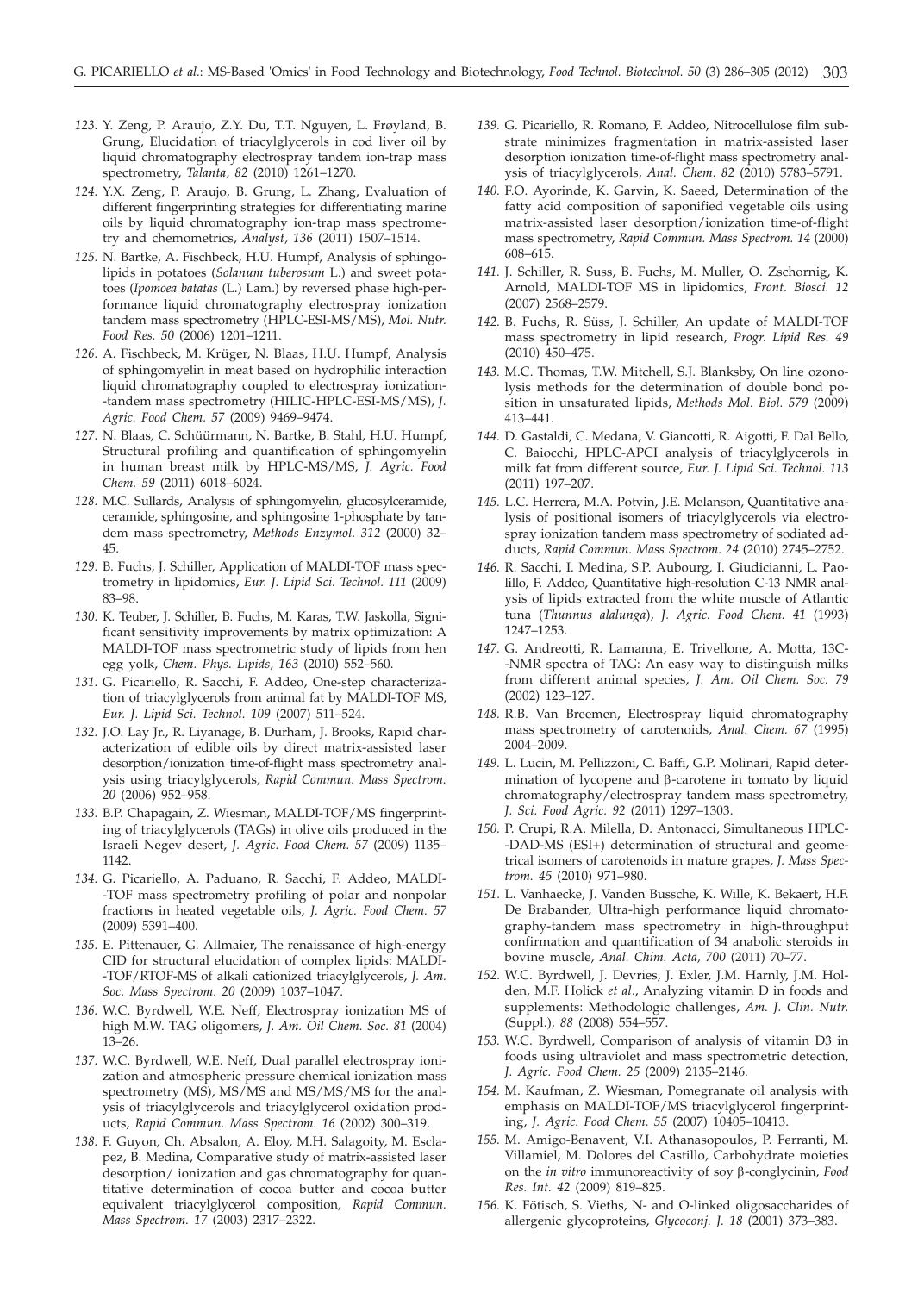*123.* Y. Zeng, P. Araujo, Z.Y. Du, T.T. Nguyen, L. Frøyland, B. Grung, Elucidation of triacylglycerols in cod liver oil by liquid chromatography electrospray tandem ion-trap mass spectrometry, *Talanta, 82* (2010) 1261–1270.

*124.* Y.X. Zeng, P. Araujo, B. Grung, L. Zhang, Evaluation of different fingerprinting strategies for differentiating marine oils by liquid chromatography ion-trap mass spectrometry and chemometrics, *Analyst, 136* (2011) 1507–1514.

*125.* N. Bartke, A. Fischbeck, H.U. Humpf, Analysis of sphingolipids in potatoes (*Solanum tuberosum* L.) and sweet potatoes (*Ipomoea batatas* (L.) Lam.) by reversed phase high-performance liquid chromatography electrospray ionization tandem mass spectrometry (HPLC-ESI-MS/MS), *Mol. Nutr. Food Res. 50* (2006) 1201–1211.

*126.* A. Fischbeck, M. Krüger, N. Blaas, H.U. Humpf, Analysis of sphingomyelin in meat based on hydrophilic interaction liquid chromatography coupled to electrospray ionization-tandem mass spectrometry (HILIC-HPLC-ESI-MS/MS), *J. Agric. Food Chem. 57* (2009) 9469–9474.

*127.* N. Blaas, C. Schüürmann, N. Bartke, B. Stahl, H.U. Humpf, Structural profiling and quantification of sphingomyelin in human breast milk by HPLC-MS/MS, *J. Agric. Food Chem. 59* (2011) 6018–6024.

*128.* M.C. Sullards, Analysis of sphingomyelin, glucosylceramide, ceramide, sphingosine, and sphingosine 1-phosphate by tandem mass spectrometry, *Methods Enzymol. 312* (2000) 32–45.

*129.* B. Fuchs, J. Schiller, Application of MALDI-TOF mass spectrometry in lipidomics, *Eur. J. Lipid Sci. Technol. 111* (2009) 83–98.

*130.* K. Teuber, J. Schiller, B. Fuchs, M. Karas, T.W. Jaskolla, Significant sensitivity improvements by matrix optimization: A MALDI-TOF mass spectrometric study of lipids from hen egg yolk, *Chem. Phys. Lipids, 163* (2010) 552–560.

*131.* G. Picariello, R. Sacchi, F. Addeo, One-step characterization of triacylglycerols from animal fat by MALDI-TOF MS, *Eur. J. Lipid Sci. Technol. 109* (2007) 511–524.

*132.* J.O. Lay Jr., R. Liyanage, B. Durham, J. Brooks, Rapid characterization of edible oils by direct matrix-assisted laser desorption/ionization time-of-flight mass spectrometry analysis using triacylglycerols, *Rapid Commun. Mass Spectrom. 20* (2006) 952–958.

*133.* B.P. Chapagain, Z. Wiesman, MALDI-TOF/MS fingerprinting of triacylglycerols (TAGs) in olive oils produced in the Israeli Negev desert, *J. Agric. Food Chem. 57* (2009) 1135–1142.

*134.* G. Picariello, A. Paduano, R. Sacchi, F. Addeo, MALDI-TOF mass spectrometry profiling of polar and nonpolar fractions in heated vegetable oils, *J. Agric. Food Chem. 57* (2009) 5391–400.

*135.* E. Pittenauer, G. Allmaier, The renaissance of high-energy CID for structural elucidation of complex lipids: MALDI-TOF/RTOF-MS of alkali cationized triacylglycerols, *J. Am. Soc. Mass Spectrom. 20* (2009) 1037–1047.

*136.* W.C. Byrdwell, W.E. Neff, Electrospray ionization MS of high M.W. TAG oligomers, *J. Am. Oil Chem. Soc. 81* (2004) 13–26.

*137.* W.C. Byrdwell, W.E. Neff, Dual parallel electrospray ionization and atmospheric pressure chemical ionization mass spectrometry (MS), MS/MS and MS/MS/MS for the analysis of triacylglycerols and triacylglycerol oxidation products, *Rapid Commun. Mass Spectrom. 16* (2002) 300–319.

*138.* F. Guyon, Ch. Absalon, A. Eloy, M.H. Salagoity, M. Esclapez, B. Medina, Comparative study of matrix-assisted laser desorption/ ionization and gas chromatography for quantitative determination of cocoa butter and cocoa butter equivalent triacylglycerol composition, *Rapid Commun. Mass Spectrom. 17* (2003) 2317–2322.

*139.* G. Picariello, R. Romano, F. Addeo, Nitrocellulose film substrate minimizes fragmentation in matrix-assisted laser desorption ionization time-of-flight mass spectrometry analysis of triacylglycerols, *Anal. Chem. 82* (2010) 5783–5791.

*140.* F.O. Ayorinde, K. Garvin, K. Saeed, Determination of the fatty acid composition of saponified vegetable oils using matrix-assisted laser desorption/ionization time-of-flight mass spectrometry, *Rapid Commun. Mass Spectrom. 14* (2000) 608–615.

*141.* J. Schiller, R. Suss, B. Fuchs, M. Muller, O. Zschornig, K. Arnold, MALDI-TOF MS in lipidomics, *Front. Biosci. 12* (2007) 2568–2579.

*142.* B. Fuchs, R. Süss, J. Schiller, An update of MALDI-TOF mass spectrometry in lipid research, *Progr. Lipid Res. 49* (2010) 450–475.

*143.* M.C. Thomas, T.W. Mitchell, S.J. Blanksby, On line ozonolysis methods for the determination of double bond position in unsaturated lipids, *Methods Mol. Biol. 579* (2009) 413–441.

*144.* D. Gastaldi, C. Medana, V. Giancotti, R. Aigotti, F. Dal Bello, C. Baiocchi, HPLC-APCI analysis of triacylglycerols in milk fat from different source, *Eur. J. Lipid Sci. Technol. 113* (2011) 197–207.

*145.* L.C. Herrera, M.A. Potvin, J.E. Melanson, Quantitative analysis of positional isomers of triacylglycerols via electrospray ionization tandem mass spectrometry of sodiated adducts, *Rapid Commun. Mass Spectrom. 24* (2010) 2745–2752.

*146.* R. Sacchi, I. Medina, S.P. Aubourg, I. Giudicianni, L. Paolillo, F. Addeo, Quantitative high-resolution C-13 NMR analysis of lipids extracted from the white muscle of Atlantic tuna (*Thunnus alalunga*), *J. Agric. Food Chem. 41* (1993) 1247–1253.

*147.* G. Andreotti, R. Lamanna, E. Trivellone, A. Motta, 13C-NMR spectra of TAG: An easy way to distinguish milks from different animal species, *J. Am. Oil Chem. Soc. 79* (2002) 123–127.

*148.* R.B. Van Breemen, Electrospray liquid chromatography mass spectrometry of carotenoids, *Anal. Chem. 67* (1995) 2004–2009.

*149.* L. Lucin, M. Pellizzoni, C. Baffi, G.P. Molinari, Rapid determination of lycopene and β-carotene in tomato by liquid chromatography/electrospray tandem mass spectrometry, *J. Sci. Food Agric. 92* (2011) 1297–1303.

*150.* P. Crupi, R.A. Milella, D. Antonacci, Simultaneous HPLC-DAD-MS (ESI+) determination of structural and geometrical isomers of carotenoids in mature grapes, *J. Mass Spectrom. 45* (2010) 971–980.

*151.* L. Vanhaecke, J. Vanden Bussche, K. Wille, K. Bekaert, H.F. De Brabander, Ultra-high performance liquid chromatography-tandem mass spectrometry in high-throughput confirmation and quantification of 34 anabolic steroids in bovine muscle, *Anal. Chim. Acta, 700* (2011) 70–77.

*152.* W.C. Byrdwell, J. Devries, J. Exler, J.M. Harnly, J.M. Holden, M.F. Holick *et al*., Analyzing vitamin D in foods and supplements: Methodologic challenges, *Am. J. Clin. Nutr.* (Suppl.), *88* (2008) 554–557.

*153.* W.C. Byrdwell, Comparison of analysis of vitamin D3 in foods using ultraviolet and mass spectrometric detection, *J. Agric. Food Chem. 25* (2009) 2135–2146.

*154.* M. Kaufman, Z. Wiesman, Pomegranate oil analysis with emphasis on MALDI-TOF/MS triacylglycerol fingerprinting, *J. Agric. Food Chem. 55* (2007) 10405–10413.

*155.* M. Amigo-Benavent, V.I. Athanasopoulos, P. Ferranti, M. Villamiel, M. Dolores del Castillo, Carbohydrate moieties on the *in vitro* immunoreactivity of soy β-conglycinin, *Food Res. Int. 42* (2009) 819–825.

*156.* K. Fötisch, S. Vieths, N- and O-linked oligosaccharides of allergenic glycoproteins, *Glycoconj. J. 18* (2001) 373–383.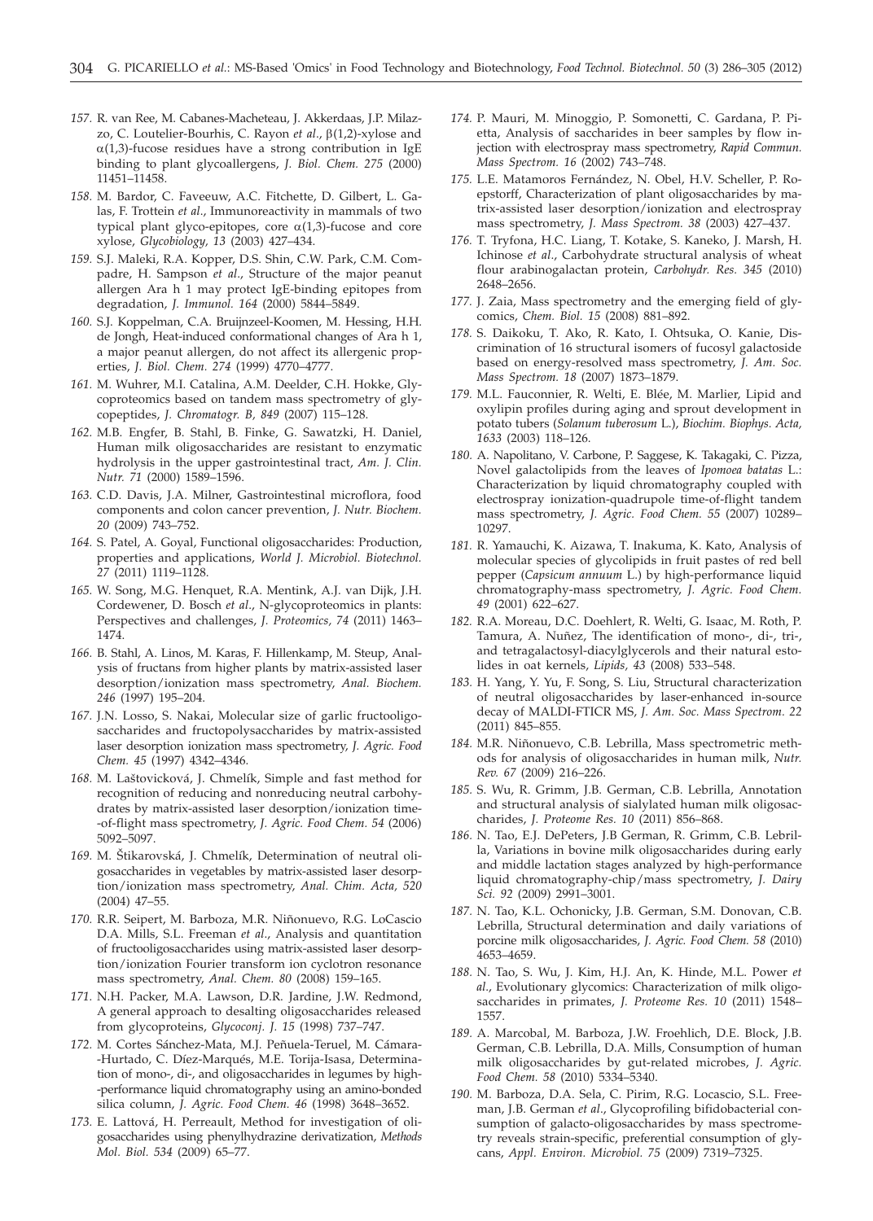157. R. van Ree, M. Cabanes-Macheteau, J. Akkerdaas, J.P. Milazzo, C. Loutelier-Bourhis, C. Rayon *et al.*, β(1,2)-xylose and α(1,3)-fucose residues have a strong contribution in IgE binding to plant glycoallergens, *J. Biol. Chem. 275* (2000) 11451–11458.

158. M. Bardor, C. Faveeuw, A.C. Fitchette, D. Gilbert, L. Galas, F. Trottein *et al.*, Immunoreactivity in mammals of two typical plant glyco-epitopes, core α(1,3)-fucose and core xylose, *Glycobiology, 13* (2003) 427–434.

159. S.J. Maleki, R.A. Kopper, D.S. Shin, C.W. Park, C.M. Compadre, H. Sampson *et al.*, Structure of the major peanut allergen Ara h 1 may protect IgE-binding epitopes from degradation, *J. Immunol. 164* (2000) 5844–5849.

160. S.J. Koppelman, C.A. Bruijnzeel-Koomen, M. Hessing, H.H. de Jongh, Heat-induced conformational changes of Ara h 1, a major peanut allergen, do not affect its allergenic properties, *J. Biol. Chem. 274* (1999) 4770–4777.

161. M. Wuhrer, M.I. Catalina, A.M. Deelder, C.H. Hokke, Glycoproteomics based on tandem mass spectrometry of glycopeptides, *J. Chromatogr. B, 849* (2007) 115–128.

162. M.B. Engfer, B. Stahl, B. Finke, G. Sawatzki, H. Daniel, Human milk oligosaccharides are resistant to enzymatic hydrolysis in the upper gastrointestinal tract, *Am. J. Clin. Nutr. 71* (2000) 1589–1596.

163. C.D. Davis, J.A. Milner, Gastrointestinal microflora, food components and colon cancer prevention, *J. Nutr. Biochem. 20* (2009) 743–752.

164. S. Patel, A. Goyal, Functional oligosaccharides: Production, properties and applications, *World J. Microbiol. Biotechnol. 27* (2011) 1119–1128.

165. W. Song, M.G. Henquet, R.A. Mentink, A.J. van Dijk, J.H. Cordewener, D. Bosch *et al.*, N-glycoproteomics in plants: Perspectives and challenges, *J. Proteomics, 74* (2011) 1463–1474.

166. B. Stahl, A. Linos, M. Karas, F. Hillenkamp, M. Steup, Analysis of fructans from higher plants by matrix-assisted laser desorption/ionization mass spectrometry, *Anal. Biochem. 246* (1997) 195–204.

167. J.N. Losso, S. Nakai, Molecular size of garlic fructooligosaccharides and fructopolysaccharides by matrix-assisted laser desorption ionization mass spectrometry, *J. Agric. Food Chem. 45* (1997) 4342–4346.

168. M. Laštovicková, J. Chmelík, Simple and fast method for recognition of reducing and nonreducing neutral carbohydrates by matrix-assisted laser desorption/ionization time-of-flight mass spectrometry, *J. Agric. Food Chem. 54* (2006) 5092–5097.

169. M. Štikarovská, J. Chmelík, Determination of neutral oligosaccharides in vegetables by matrix-assisted laser desorption/ionization mass spectrometry, *Anal. Chim. Acta, 520* (2004) 47–55.

170. R.R. Seipert, M. Barboza, M.R. Niñonuevo, R.G. LoCascio D.A. Mills, S.L. Freeman *et al.*, Analysis and quantitation of fructooligosaccharides using matrix-assisted laser desorption/ionization Fourier transform ion cyclotron resonance mass spectrometry, *Anal. Chem. 80* (2008) 159–165.

171. N.H. Packer, M.A. Lawson, D.R. Jardine, J.W. Redmond, A general approach to desalting oligosaccharides released from glycoproteins, *Glycoconj. J. 15* (1998) 737–747.

172. M. Cortes Sánchez-Mata, M.J. Peñuela-Teruel, M. Cámara-Hurtado, C. Díez-Marqués, M.E. Torija-Isasa, Determination of mono-, di-, and oligosaccharides in legumes by high-performance liquid chromatography using an amino-bonded silica column, *J. Agric. Food Chem. 46* (1998) 3648–3652.

173. E. Lattová, H. Perreault, Method for investigation of oligosaccharides using phenylhydrazine derivatization, *Methods Mol. Biol. 534* (2009) 65–77.

174. P. Mauri, M. Minoggio, P. Somonetti, C. Gardana, P. Pietta, Analysis of saccharides in beer samples by flow injection with electrospray mass spectrometry, *Rapid Commun. Mass Spectrom. 16* (2002) 743–748.

175. L.E. Matamoros Fernández, N. Obel, H.V. Scheller, P. Roepstorff, Characterization of plant oligosaccharides by matrix-assisted laser desorption/ionization and electrospray mass spectrometry, *J. Mass Spectrom. 38* (2003) 427–437.

176. T. Tryfona, H.C. Liang, T. Kotake, S. Kaneko, J. Marsh, H. Ichinose *et al.*, Carbohydrate structural analysis of wheat flour arabinogalactan protein, *Carbohydr. Res. 345* (2010) 2648–2656.

177. J. Zaia, Mass spectrometry and the emerging field of glycomics, *Chem. Biol. 15* (2008) 881–892.

178. S. Daikoku, T. Ako, R. Kato, I. Ohtsuka, O. Kanie, Discrimination of 16 structural isomers of fucosyl galactoside based on energy-resolved mass spectrometry, *J. Am. Soc. Mass Spectrom. 18* (2007) 1873–1879.

179. M.L. Fauconnier, R. Welti, E. Blée, M. Marlier, Lipid and oxylipin profiles during aging and sprout development in potato tubers (*Solanum tuberosum* L.), *Biochim. Biophys. Acta, 1633* (2003) 118–126.

180. A. Napolitano, V. Carbone, P. Saggese, K. Takagaki, C. Pizza, Novel galactolipids from the leaves of *Ipomoea batatas* L.: Characterization by liquid chromatography coupled with electrospray ionization-quadrupole time-of-flight tandem mass spectrometry, *J. Agric. Food Chem. 55* (2007) 10289–10297.

181. R. Yamauchi, K. Aizawa, T. Inakuma, K. Kato, Analysis of molecular species of glycolipids in fruit pastes of red bell pepper (*Capsicum annuum* L.) by high-performance liquid chromatography-mass spectrometry, *J. Agric. Food Chem. 49* (2001) 622–627.

182. R.A. Moreau, D.C. Doehlert, R. Welti, G. Isaac, M. Roth, P. Tamura, A. Nuñez, The identification of mono-, di-, tri-, and tetragalactosyl-diacylglycerols and their natural estolides in oat kernels, *Lipids, 43* (2008) 533–548.

183. H. Yang, Y. Yu, F. Song, S. Liu, Structural characterization of neutral oligosaccharides by laser-enhanced in-source decay of MALDI-FTICR MS, *J. Am. Soc. Mass Spectrom. 22* (2011) 845–855.

184. M.R. Niñonuevo, C.B. Lebrilla, Mass spectrometric methods for analysis of oligosaccharides in human milk, *Nutr. Rev. 67* (2009) 216–226.

185. S. Wu, R. Grimm, J.B. German, C.B. Lebrilla, Annotation and structural analysis of sialylated human milk oligosaccharides, *J. Proteome Res. 10* (2011) 856–868.

186. N. Tao, E.J. DePeters, J.B German, R. Grimm, C.B. Lebrilla, Variations in bovine milk oligosaccharides during early and middle lactation stages analyzed by high-performance liquid chromatography-chip/mass spectrometry, *J. Dairy Sci. 92* (2009) 2991–3001.

187. N. Tao, K.L. Ochonicky, J.B. German, S.M. Donovan, C.B. Lebrilla, Structural determination and daily variations of porcine milk oligosaccharides, *J. Agric. Food Chem. 58* (2010) 4653–4659.

188. N. Tao, S. Wu, J. Kim, H.J. An, K. Hinde, M.L. Power *et al.*, Evolutionary glycomics: Characterization of milk oligosaccharides in primates, *J. Proteome Res. 10* (2011) 1548–1557.

189. A. Marcobal, M. Barboza, J.W. Froehlich, D.E. Block, J.B. German, C.B. Lebrilla, D.A. Mills, Consumption of human milk oligosaccharides by gut-related microbes, *J. Agric. Food Chem. 58* (2010) 5334–5340.

190. M. Barboza, D.A. Sela, C. Pirim, R.G. Locascio, S.L. Freeman, J.B. German *et al.*, Glycoprofiling bifidobacterial consumption of galacto-oligosaccharides by mass spectrometry reveals strain-specific, preferential consumption of glycans, *Appl. Environ. Microbiol. 75* (2009) 7319–7325.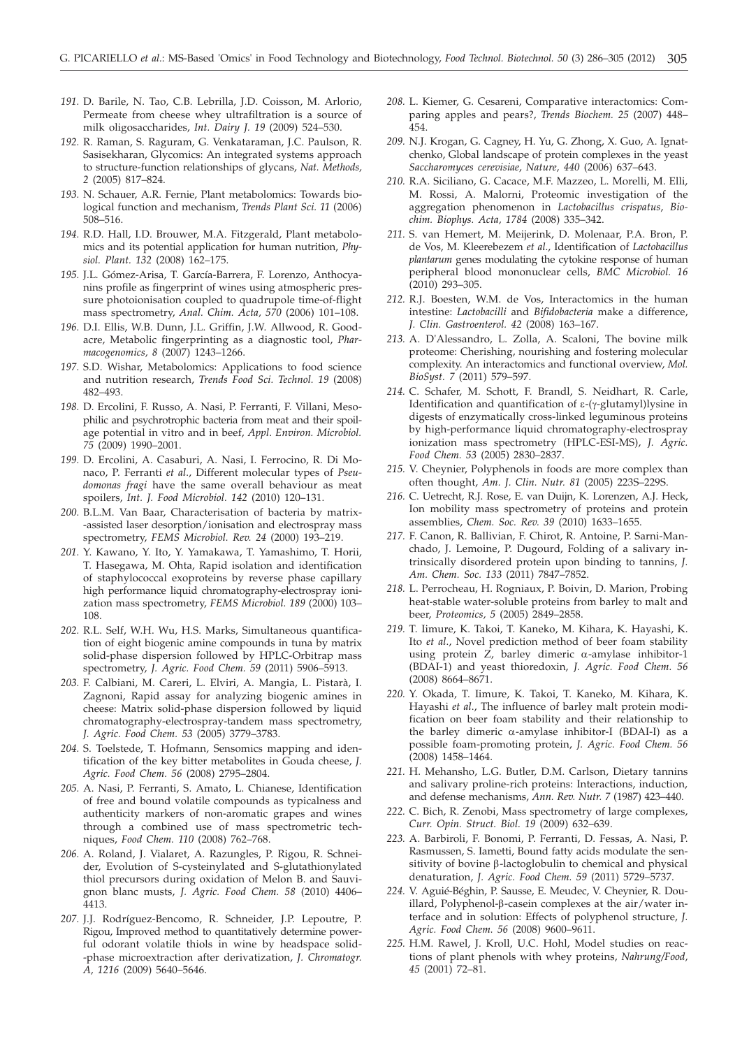*191.* D. Barile, N. Tao, C.B. Lebrilla, J.D. Coisson, M. Arlorio, Permeate from cheese whey ultrafiltration is a source of milk oligosaccharides, *Int. Dairy J. 19* (2009) 524–530.

*192.* R. Raman, S. Raguram, G. Venkataraman, J.C. Paulson, R. Sasisekharan, Glycomics: An integrated systems approach to structure-function relationships of glycans, *Nat. Methods, 2* (2005) 817–824.

*193.* N. Schauer, A.R. Fernie, Plant metabolomics: Towards biological function and mechanism, *Trends Plant Sci. 11* (2006) 508–516.

*194.* R.D. Hall, I.D. Brouwer, M.A. Fitzgerald, Plant metabolomics and its potential application for human nutrition, *Physiol. Plant. 132* (2008) 162–175.

*195.* J.L. Gómez-Arisa, T. García-Barrera, F. Lorenzo, Anthocyanins profile as fingerprint of wines using atmospheric pressure photoionisation coupled to quadrupole time-of-flight mass spectrometry, *Anal. Chim. Acta, 570* (2006) 101–108.

*196.* D.I. Ellis, W.B. Dunn, J.L. Griffin, J.W. Allwood, R. Goodacre, Metabolic fingerprinting as a diagnostic tool, *Pharmacogenomics, 8* (2007) 1243–1266.

*197.* S.D. Wishar, Metabolomics: Applications to food science and nutrition research, *Trends Food Sci. Technol. 19* (2008) 482–493.

*198.* D. Ercolini, F. Russo, A. Nasi, P. Ferranti, F. Villani, Mesophilic and psychrotrophic bacteria from meat and their spoilage potential in vitro and in beef, *Appl. Environ. Microbiol. 75* (2009) 1990–2001.

*199.* D. Ercolini, A. Casaburi, A. Nasi, I. Ferrocino, R. Di Monaco, P. Ferranti *et al.*, Different molecular types of *Pseudomonas fragi* have the same overall behaviour as meat spoilers, *Int. J. Food Microbiol. 142* (2010) 120–131.

*200.* B.L.M. Van Baar, Characterisation of bacteria by matrix-assisted laser desorption/ionisation and electrospray mass spectrometry, *FEMS Microbiol. Rev. 24* (2000) 193–219.

*201.* Y. Kawano, Y. Ito, Y. Yamakawa, T. Yamashimo, T. Horii, T. Hasegawa, M. Ohta, Rapid isolation and identification of staphylococcal exoproteins by reverse phase capillary high performance liquid chromatography-electrospray ionization mass spectrometry, *FEMS Microbiol. 189* (2000) 103–108.

*202.* R.L. Self, W.H. Wu, H.S. Marks, Simultaneous quantification of eight biogenic amine compounds in tuna by matrix solid-phase dispersion followed by HPLC-Orbitrap mass spectrometry, *J. Agric. Food Chem. 59* (2011) 5906–5913.

*203.* F. Calbiani, M. Careri, L. Elviri, A. Mangia, L. Pistarà, I. Zagnoni, Rapid assay for analyzing biogenic amines in cheese: Matrix solid-phase dispersion followed by liquid chromatography-electrospray-tandem mass spectrometry, *J. Agric. Food Chem. 53* (2005) 3779–3783.

*204.* S. Toelstede, T. Hofmann, Sensomics mapping and identification of the key bitter metabolites in Gouda cheese, *J. Agric. Food Chem. 56* (2008) 2795–2804.

*205.* A. Nasi, P. Ferranti, S. Amato, L. Chianese, Identification of free and bound volatile compounds as typicalness and authenticity markers of non-aromatic grapes and wines through a combined use of mass spectrometric techniques, *Food Chem. 110* (2008) 762–768.

*206.* A. Roland, J. Vialaret, A. Razungles, P. Rigou, R. Schneider, Evolution of S-cysteinylated and S-glutathionylated thiol precursors during oxidation of Melon B. and Sauvignon blanc musts, *J. Agric. Food Chem. 58* (2010) 4406–4413.

*207.* J.J. Rodríguez-Bencomo, R. Schneider, J.P. Lepoutre, P. Rigou, Improved method to quantitatively determine powerful odorant volatile thiols in wine by headspace solid-phase microextraction after derivatization, *J. Chromatogr. A, 1216* (2009) 5640–5646.

*208.* L. Kiemer, G. Cesareni, Comparative interactomics: Comparing apples and pears?, *Trends Biochem. 25* (2007) 448–454.

*209.* N.J. Krogan, G. Cagney, H. Yu, G. Zhong, X. Guo, A. Ignatchenko, Global landscape of protein complexes in the yeast *Saccharomyces cerevisiae*, *Nature, 440* (2006) 637–643.

*210.* R.A. Siciliano, G. Cacace, M.F. Mazzeo, L. Morelli, M. Elli, M. Rossi, A. Malorni, Proteomic investigation of the aggregation phenomenon in *Lactobacillus crispatus*, *Biochim. Biophys. Acta, 1784* (2008) 335–342.

*211.* S. van Hemert, M. Meijerink, D. Molenaar, P.A. Bron, P. de Vos, M. Kleerebezem *et al.*, Identification of *Lactobacillus plantarum* genes modulating the cytokine response of human peripheral blood mononuclear cells, *BMC Microbiol. 16* (2010) 293–305.

*212.* R.J. Boesten, W.M. de Vos, Interactomics in the human intestine: *Lactobacilli* and *Bifidobacteria* make a difference, *J. Clin. Gastroenterol. 42* (2008) 163–167.

*213.* A. D'Alessandro, L. Zolla, A. Scaloni, The bovine milk proteome: Cherishing, nourishing and fostering molecular complexity. An interactomics and functional overview, *Mol. BioSyst. 7* (2011) 579–597.

*214.* C. Schafer, M. Schott, F. Brandl, S. Neidhart, R. Carle, Identification and quantification of ε-(γ-glutamyl)lysine in digests of enzymatically cross-linked leguminous proteins by high-performance liquid chromatography-electrospray ionization mass spectrometry (HPLC-ESI-MS), *J. Agric. Food Chem. 53* (2005) 2830–2837.

*215.* V. Cheynier, Polyphenols in foods are more complex than often thought, *Am. J. Clin. Nutr. 81* (2005) 223S–229S.

*216.* C. Uetrecht, R.J. Rose, E. van Duijn, K. Lorenzen, A.J. Heck, Ion mobility mass spectrometry of proteins and protein assemblies, *Chem. Soc. Rev. 39* (2010) 1633–1655.

*217.* F. Canon, R. Ballivian, F. Chirot, R. Antoine, P. Sarni-Manchado, J. Lemoine, P. Dugourd, Folding of a salivary intrinsically disordered protein upon binding to tannins, *J. Am. Chem. Soc. 133* (2011) 7847–7852.

*218.* L. Perrocheau, H. Rogniaux, P. Boivin, D. Marion, Probing heat-stable water-soluble proteins from barley to malt and beer, *Proteomics, 5* (2005) 2849–2858.

*219.* T. Iimure, K. Takoi, T. Kaneko, M. Kihara, K. Hayashi, K. Ito *et al.*, Novel prediction method of beer foam stability using protein Z, barley dimeric α-amylase inhibitor-1 (BDAI-1) and yeast thioredoxin, *J. Agric. Food Chem. 56* (2008) 8664–8671.

*220.* Y. Okada, T. Iimure, K. Takoi, T. Kaneko, M. Kihara, K. Hayashi *et al.*, The influence of barley malt protein modification on beer foam stability and their relationship to the barley dimeric α-amylase inhibitor-I (BDAI-I) as a possible foam-promoting protein, *J. Agric. Food Chem. 56* (2008) 1458–1464.

*221.* H. Mehansho, L.G. Butler, D.M. Carlson, Dietary tannins and salivary proline-rich proteins: Interactions, induction, and defense mechanisms, *Ann. Rev. Nutr. 7* (1987) 423–440.

*222.* C. Bich, R. Zenobi, Mass spectrometry of large complexes, *Curr. Opin. Struct. Biol. 19* (2009) 632–639.

*223.* A. Barbiroli, F. Bonomi, P. Ferranti, D. Fessas, A. Nasi, P. Rasmussen, S. Iametti, Bound fatty acids modulate the sensitivity of bovine β-lactoglobulin to chemical and physical denaturation, *J. Agric. Food Chem. 59* (2011) 5729–5737.

*224.* V. Aguié-Béghin, P. Sausse, E. Meudec, V. Cheynier, R. Douillard, Polyphenol-β-casein complexes at the air/water interface and in solution: Effects of polyphenol structure, *J. Agric. Food Chem. 56* (2008) 9600–9611.

*225.* H.M. Rawel, J. Kroll, U.C. Hohl, Model studies on reactions of plant phenols with whey proteins, *Nahrung/Food, 45* (2001) 72–81.